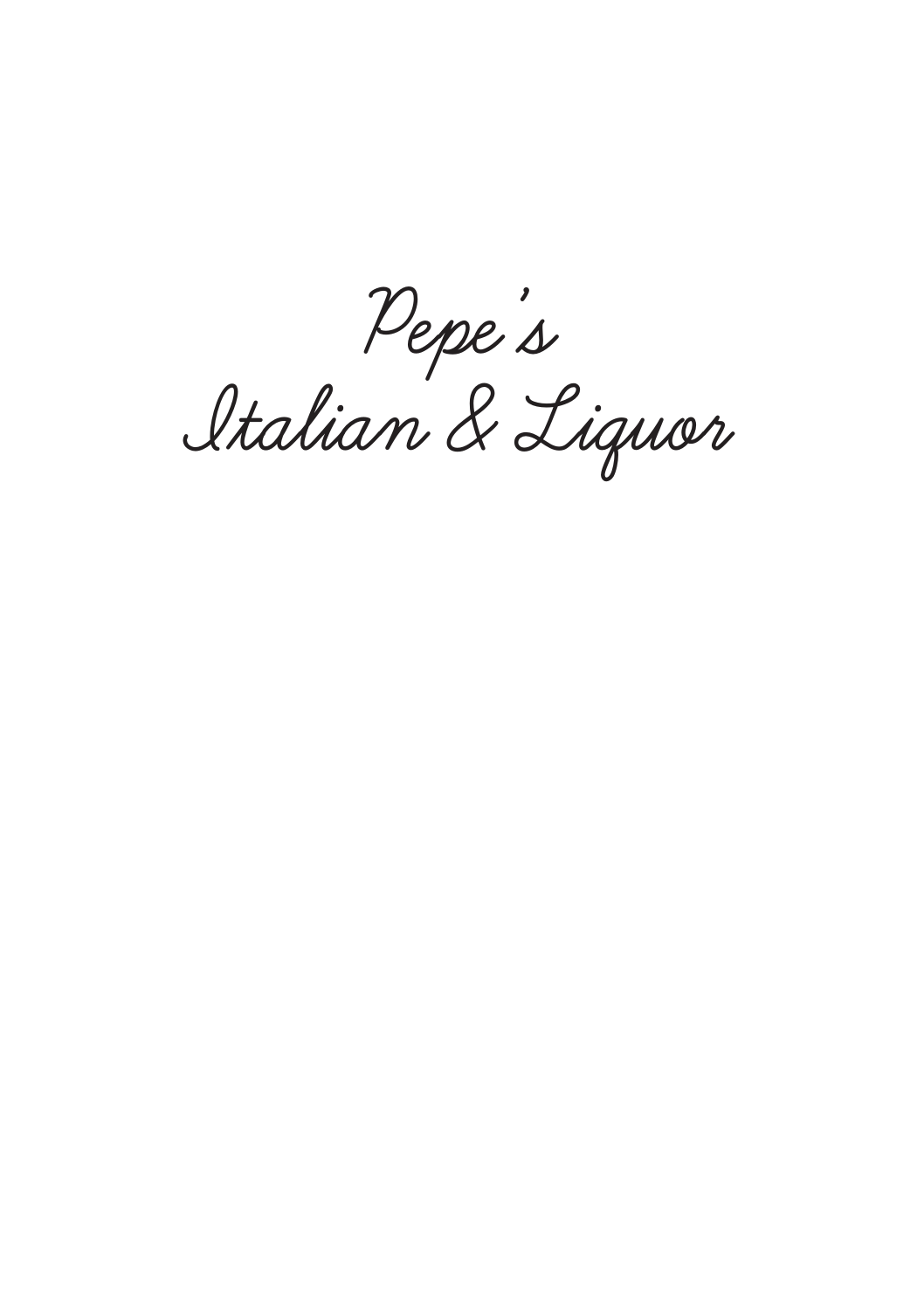# Pepe's
# Italian & Liquor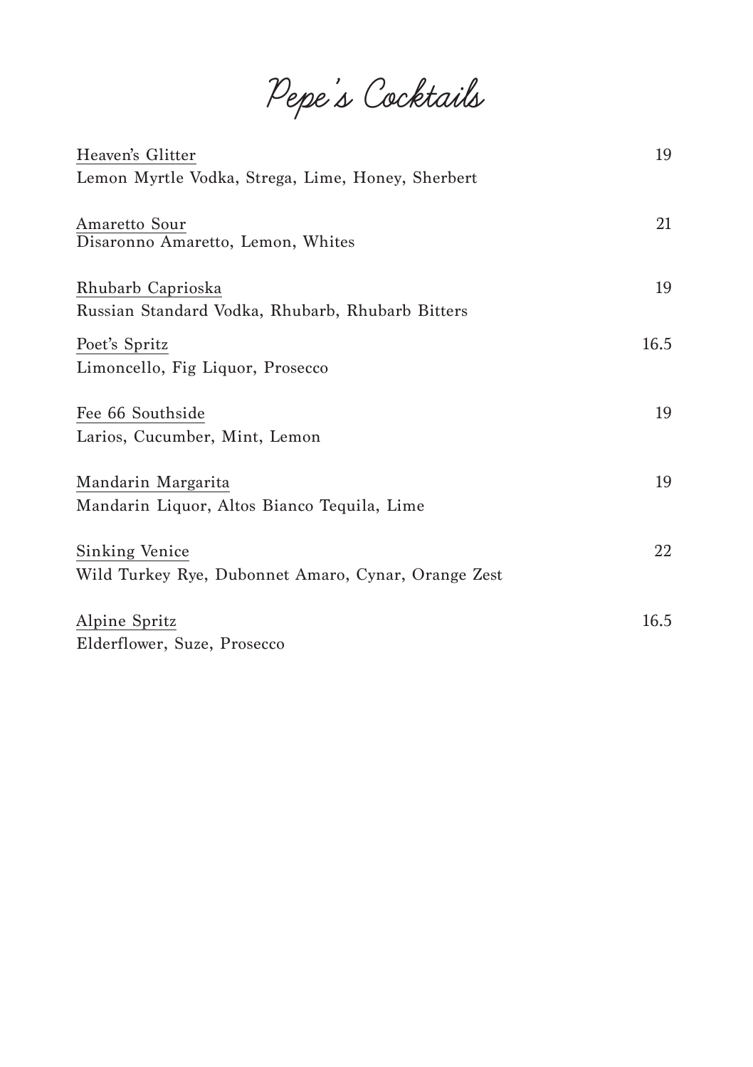# Pepe's Cocktails

Heaven's Glitter — 19
Lemon Myrtle Vodka, Strega, Lime, Honey, Sherbert

Amaretto Sour — 21
Disaronno Amaretto, Lemon, Whites

Rhubarb Caprioska — 19
Russian Standard Vodka, Rhubarb, Rhubarb Bitters

Poet's Spritz — 16.5
Limoncello, Fig Liquor, Prosecco

Fee 66 Southside — 19
Larios, Cucumber, Mint, Lemon

Mandarin Margarita — 19
Mandarin Liquor, Altos Bianco Tequila, Lime

Sinking Venice — 22
Wild Turkey Rye, Dubonnet Amaro, Cynar, Orange Zest

Alpine Spritz — 16.5
Elderflower, Suze, Prosecco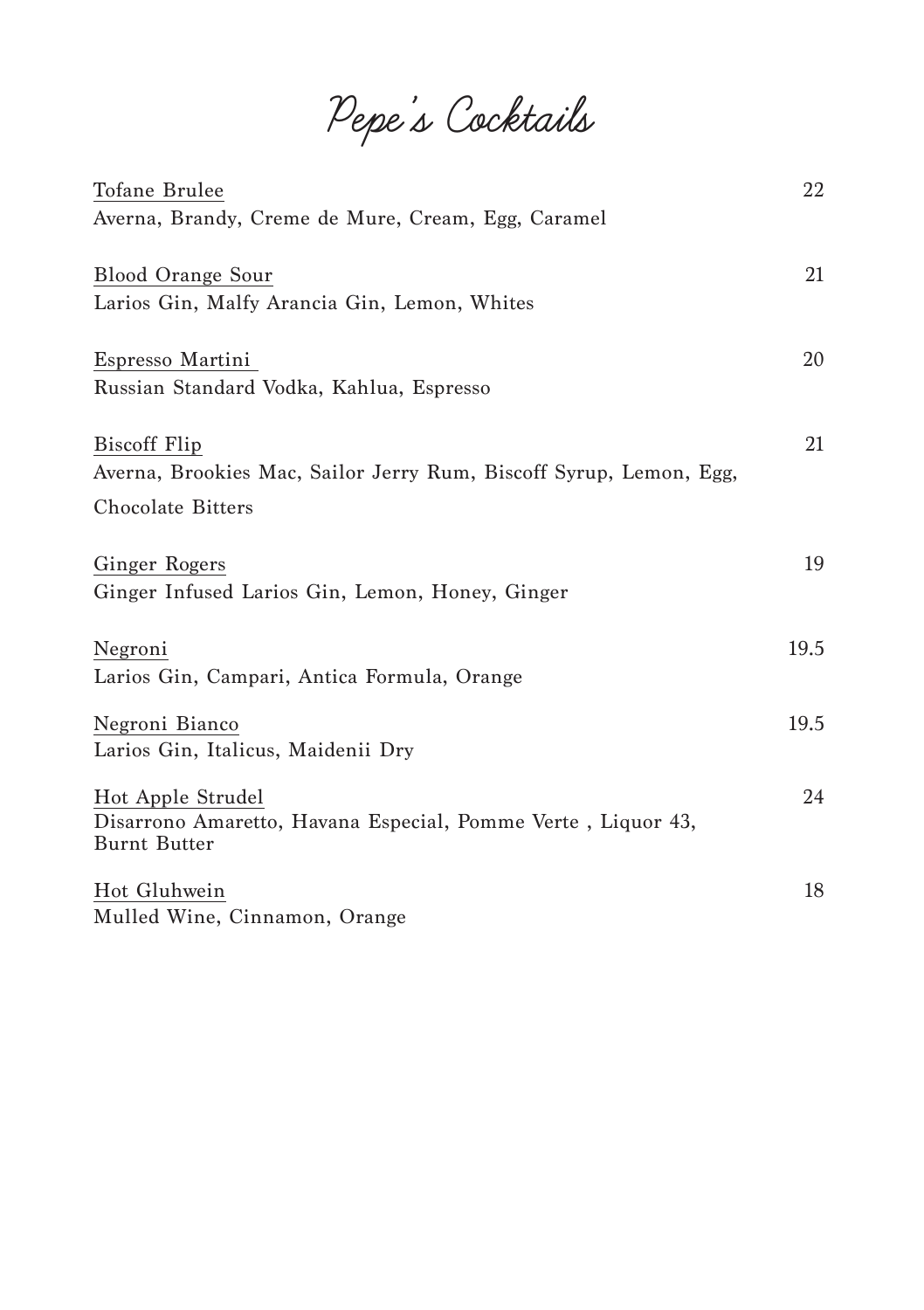# Pepe's Cocktails

<u>Tofane Brulee</u> 22
Averna, Brandy, Creme de Mure, Cream, Egg, Caramel

<u>Blood Orange Sour</u> 21
Larios Gin, Malfy Arancia Gin, Lemon, Whites

<u>Espresso Martini</u> 20
Russian Standard Vodka, Kahlua, Espresso

<u>Biscoff Flip</u> 21
Averna, Brookies Mac, Sailor Jerry Rum, Biscoff Syrup, Lemon, Egg, Chocolate Bitters

<u>Ginger Rogers</u> 19
Ginger Infused Larios Gin, Lemon, Honey, Ginger

<u>Negroni</u> 19.5
Larios Gin, Campari, Antica Formula, Orange

<u>Negroni Bianco</u> 19.5
Larios Gin, Italicus, Maidenii Dry

<u>Hot Apple Strudel</u> 24
Disarrono Amaretto, Havana Especial, Pomme Verte , Liquor 43, Burnt Butter

<u>Hot Gluhwein</u> 18
Mulled Wine, Cinnamon, Orange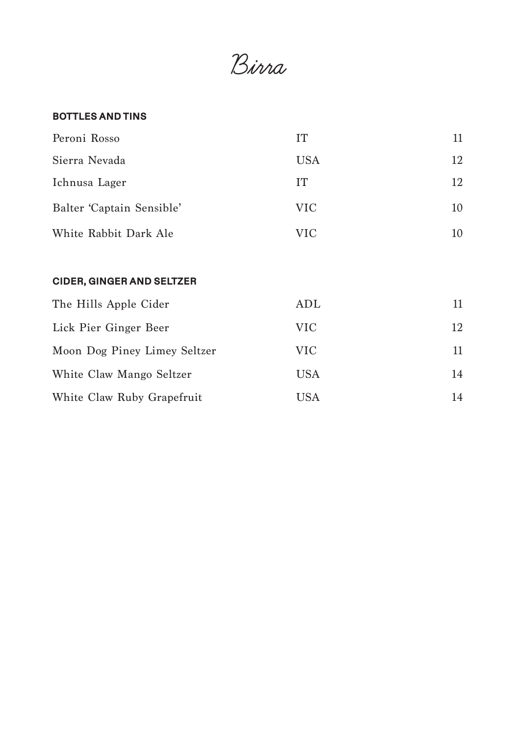# Birra

## BOTTLES AND TINS

| | | |
|---|---|---|
| Peroni Rosso | IT | 11 |
| Sierra Nevada | USA | 12 |
| Ichnusa Lager | IT | 12 |
| Balter 'Captain Sensible' | VIC | 10 |
| White Rabbit Dark Ale | VIC | 10 |

## CIDER, GINGER AND SELTZER

| | | |
|---|---|---|
| The Hills Apple Cider | ADL | 11 |
| Lick Pier Ginger Beer | VIC | 12 |
| Moon Dog Piney Limey Seltzer | VIC | 11 |
| White Claw Mango Seltzer | USA | 14 |
| White Claw Ruby Grapefruit | USA | 14 |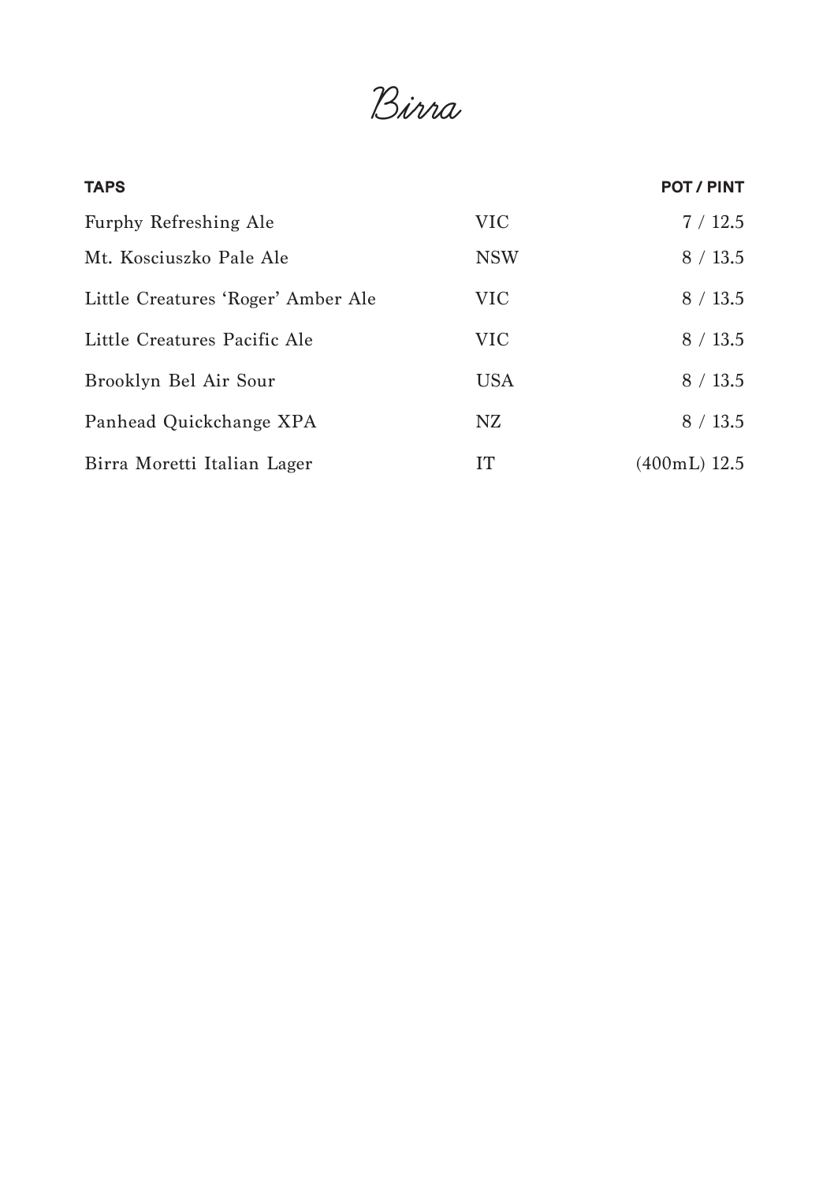# Birra

| TAPS | | POT / PINT |
|---|---|---|
| Furphy Refreshing Ale | VIC | 7 / 12.5 |
| Mt. Kosciuszko Pale Ale | NSW | 8 / 13.5 |
| Little Creatures 'Roger' Amber Ale | VIC | 8 / 13.5 |
| Little Creatures Pacific Ale | VIC | 8 / 13.5 |
| Brooklyn Bel Air Sour | USA | 8 / 13.5 |
| Panhead Quickchange XPA | NZ | 8 / 13.5 |
| Birra Moretti Italian Lager | IT | (400mL) 12.5 |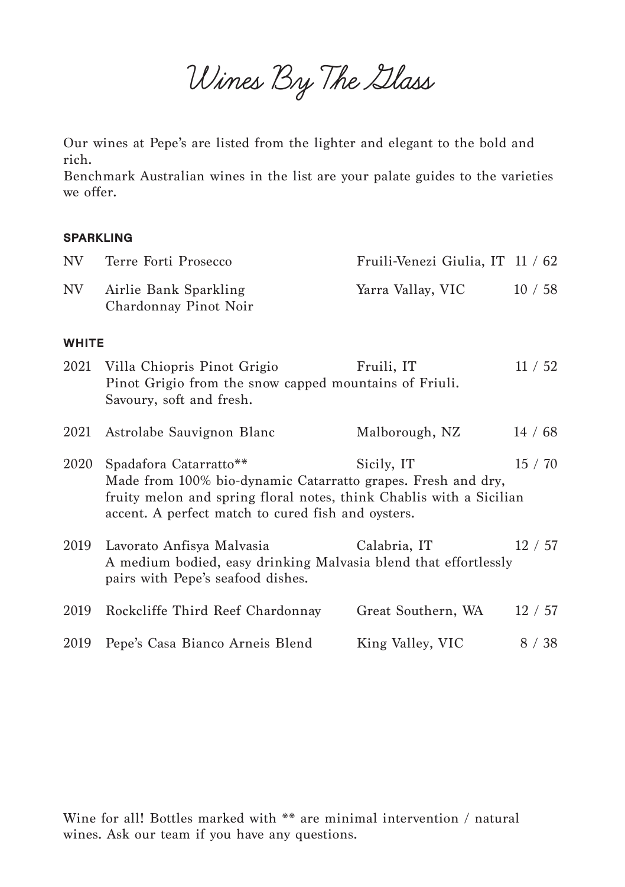# Wines By The Glass

Our wines at Pepe's are listed from the lighter and elegant to the bold and rich.
Benchmark Australian wines in the list are your palate guides to the varieties we offer.

## SPARKLING

| | | | |
|---|---|---|---|
| NV | Terre Forti Prosecco | Fruili-Venezi Giulia, IT | 11 / 62 |
| NV | Airlie Bank Sparkling Chardonnay Pinot Noir | Yarra Vallay, VIC | 10 / 58 |

## WHITE

2021 Villa Chiopris Pinot Grigio — Fruili, IT — 11 / 52
Pinot Grigio from the snow capped mountains of Friuli. Savoury, soft and fresh.

2021 Astrolabe Sauvignon Blanc — Malborough, NZ — 14 / 68

2020 Spadafora Catarratto** — Sicily, IT — 15 / 70
Made from 100% bio-dynamic Catarratto grapes. Fresh and dry, fruity melon and spring floral notes, think Chablis with a Sicilian accent. A perfect match to cured fish and oysters.

2019 Lavorato Anfisya Malvasia — Calabria, IT — 12 / 57
A medium bodied, easy drinking Malvasia blend that effortlessly pairs with Pepe's seafood dishes.

2019 Rockcliffe Third Reef Chardonnay — Great Southern, WA — 12 / 57

2019 Pepe's Casa Bianco Arneis Blend — King Valley, VIC — 8 / 38

Wine for all! Bottles marked with ** are minimal intervention / natural wines. Ask our team if you have any questions.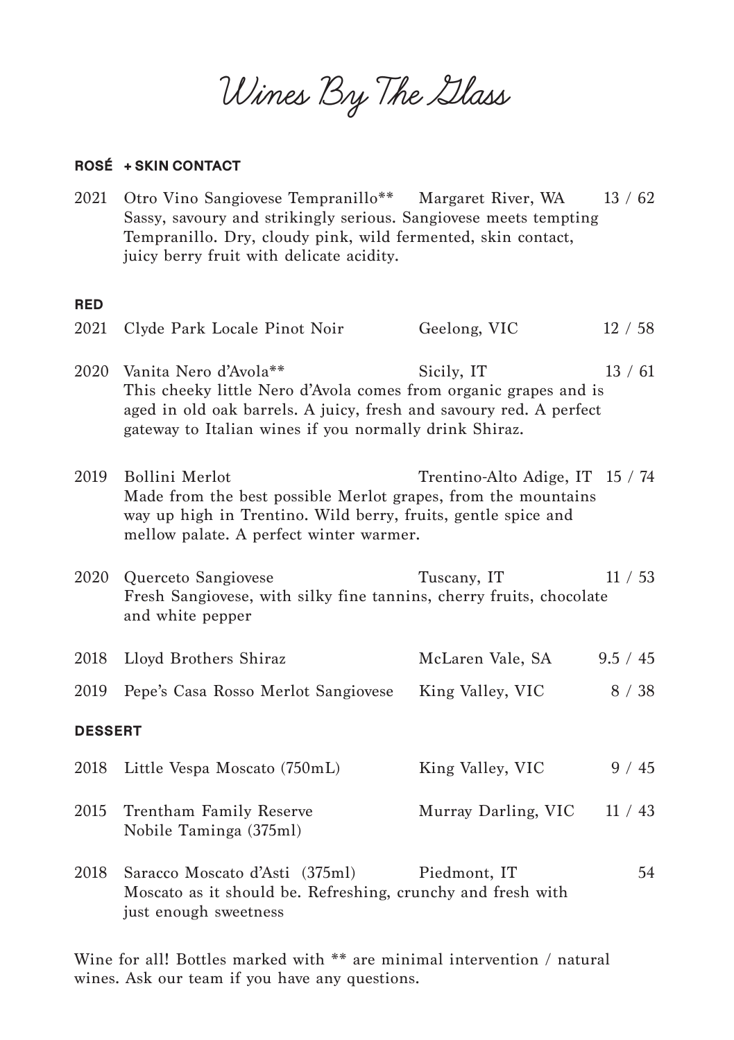# Wines By The Glass

## ROSÉ + SKIN CONTACT

2021 Otro Vino Sangiovese Tempranillo** — Margaret River, WA — 13 / 62
Sassy, savoury and strikingly serious. Sangiovese meets tempting Tempranillo. Dry, cloudy pink, wild fermented, skin contact, juicy berry fruit with delicate acidity.

## RED

2021 Clyde Park Locale Pinot Noir — Geelong, VIC — 12 / 58

2020 Vanita Nero d'Avola** — Sicily, IT — 13 / 61
This cheeky little Nero d'Avola comes from organic grapes and is aged in old oak barrels. A juicy, fresh and savoury red. A perfect gateway to Italian wines if you normally drink Shiraz.

2019 Bollini Merlot — Trentino-Alto Adige, IT — 15 / 74
Made from the best possible Merlot grapes, from the mountains way up high in Trentino. Wild berry, fruits, gentle spice and mellow palate. A perfect winter warmer.

2020 Querceto Sangiovese — Tuscany, IT — 11 / 53
Fresh Sangiovese, with silky fine tannins, cherry fruits, chocolate and white pepper

2018 Lloyd Brothers Shiraz — McLaren Vale, SA — 9.5 / 45

2019 Pepe's Casa Rosso Merlot Sangiovese — King Valley, VIC — 8 / 38

## DESSERT

2018 Little Vespa Moscato (750mL) — King Valley, VIC — 9 / 45

2015 Trentham Family Reserve Nobile Taminga (375ml) — Murray Darling, VIC — 11 / 43

2018 Saracco Moscato d'Asti (375ml) — Piedmont, IT — 54
Moscato as it should be. Refreshing, crunchy and fresh with just enough sweetness

Wine for all! Bottles marked with ** are minimal intervention / natural wines. Ask our team if you have any questions.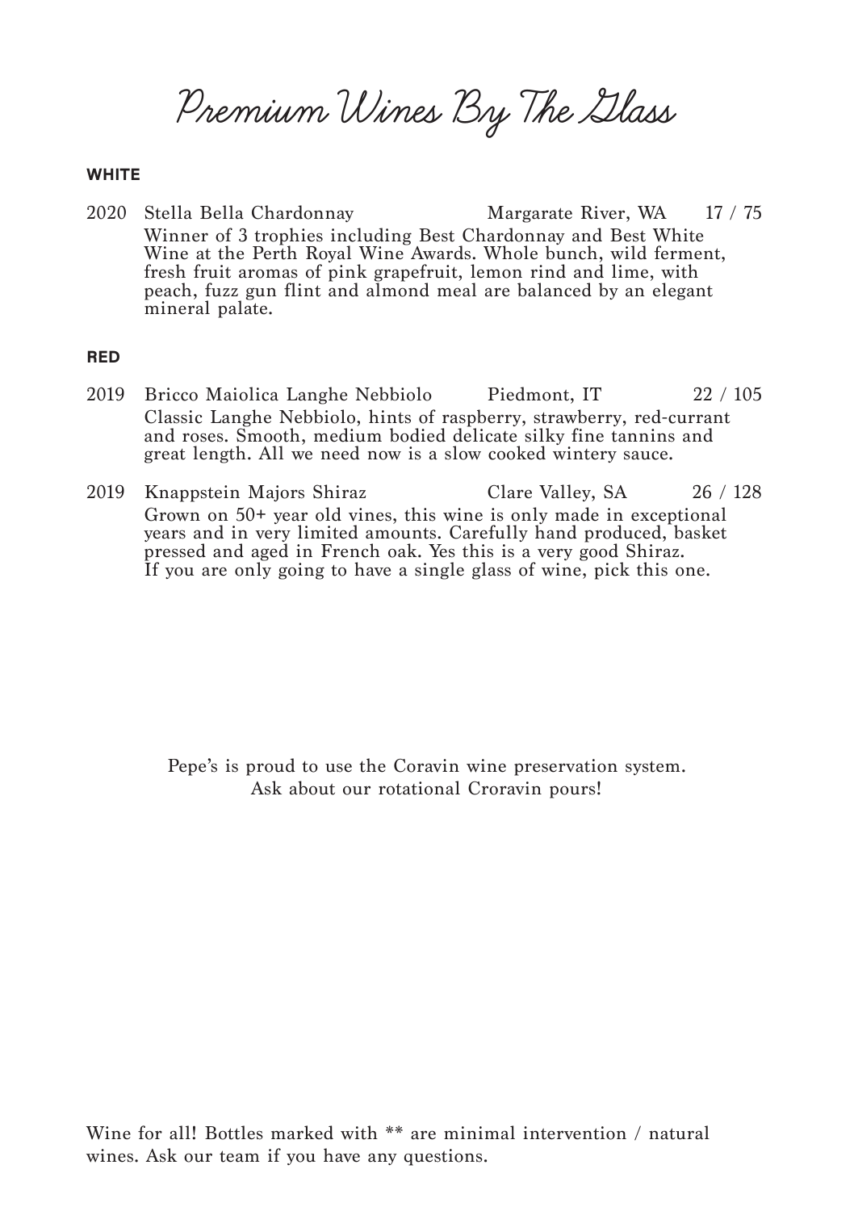# Premium Wines By The Glass

**WHITE**

2020 Stella Bella Chardonnay — Margarate River, WA — 17 / 75

Winner of 3 trophies including Best Chardonnay and Best White Wine at the Perth Royal Wine Awards. Whole bunch, wild ferment, fresh fruit aromas of pink grapefruit, lemon rind and lime, with peach, fuzz gun flint and almond meal are balanced by an elegant mineral palate.

**RED**

2019 Bricco Maiolica Langhe Nebbiolo — Piedmont, IT — 22 / 105

Classic Langhe Nebbiolo, hints of raspberry, strawberry, red-currant and roses. Smooth, medium bodied delicate silky fine tannins and great length. All we need now is a slow cooked wintery sauce.

2019 Knappstein Majors Shiraz — Clare Valley, SA — 26 / 128

Grown on 50+ year old vines, this wine is only made in exceptional years and in very limited amounts. Carefully hand produced, basket pressed and aged in French oak. Yes this is a very good Shiraz. If you are only going to have a single glass of wine, pick this one.

Pepe's is proud to use the Coravin wine preservation system.
Ask about our rotational Croravin pours!

Wine for all! Bottles marked with ** are minimal intervention / natural wines. Ask our team if you have any questions.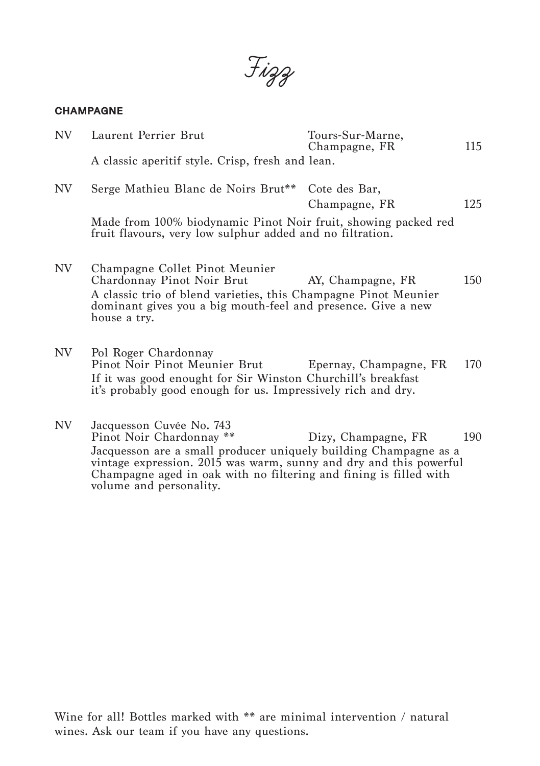# Fizz

## CHAMPAGNE

NV Laurent Perrier Brut — Tours-Sur-Marne, Champagne, FR — 115

A classic aperitif style. Crisp, fresh and lean.

NV Serge Mathieu Blanc de Noirs Brut** — Cote des Bar, Champagne, FR — 125

Made from 100% biodynamic Pinot Noir fruit, showing packed red fruit flavours, very low sulphur added and no filtration.

NV Champagne Collet Pinot Meunier Chardonnay Pinot Noir Brut — AY, Champagne, FR — 150

A classic trio of blend varieties, this Champagne Pinot Meunier dominant gives you a big mouth-feel and presence. Give a new house a try.

NV Pol Roger Chardonnay Pinot Noir Pinot Meunier Brut — Epernay, Champagne, FR — 170

If it was good enought for Sir Winston Churchill's breakfast it's probably good enough for us. Impressively rich and dry.

NV Jacquesson Cuvée No. 743 Pinot Noir Chardonnay ** — Dizy, Champagne, FR — 190

Jacquesson are a small producer uniquely building Champagne as a vintage expression. 2015 was warm, sunny and dry and this powerful Champagne aged in oak with no filtering and fining is filled with volume and personality.

Wine for all! Bottles marked with ** are minimal intervention / natural wines. Ask our team if you have any questions.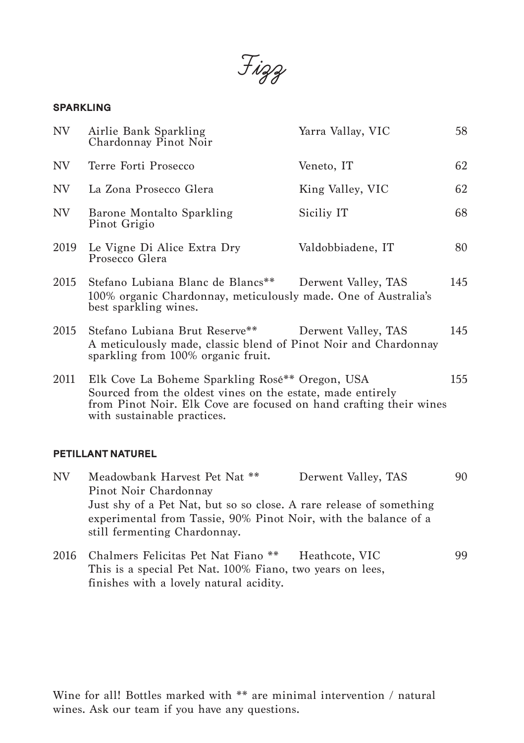# Fizz

## SPARKLING

| | | | |
|---|---|---|---|
| NV | Airlie Bank Sparkling Chardonnay Pinot Noir | Yarra Vallay, VIC | 58 |
| NV | Terre Forti Prosecco | Veneto, IT | 62 |
| NV | La Zona Prosecco Glera | King Valley, VIC | 62 |
| NV | Barone Montalto Sparkling Pinot Grigio | Siciliy IT | 68 |
| 2019 | Le Vigne Di Alice Extra Dry Prosecco Glera | Valdobbiadene, IT | 80 |
| 2015 | Stefano Lubiana Blanc de Blancs** <br> 100% organic Chardonnay, meticulously made. One of Australia's best sparkling wines. | Derwent Valley, TAS | 145 |
| 2015 | Stefano Lubiana Brut Reserve** <br> A meticulously made, classic blend of Pinot Noir and Chardonnay sparkling from 100% organic fruit. | Derwent Valley, TAS | 145 |
| 2011 | Elk Cove La Boheme Sparkling Rosé** <br> Sourced from the oldest vines on the estate, made entirely from Pinot Noir. Elk Cove are focused on hand crafting their wines with sustainable practices. | Oregon, USA | 155 |

## PETILLANT NATUREL

| | | | |
|---|---|---|---|
| NV | Meadowbank Harvest Pet Nat ** Pinot Noir Chardonnay <br> Just shy of a Pet Nat, but so so close. A rare release of something experimental from Tassie, 90% Pinot Noir, with the balance of a still fermenting Chardonnay. | Derwent Valley, TAS | 90 |
| 2016 | Chalmers Felicitas Pet Nat Fiano ** <br> This is a special Pet Nat. 100% Fiano, two years on lees, finishes with a lovely natural acidity. | Heathcote, VIC | 99 |

Wine for all! Bottles marked with ** are minimal intervention / natural wines. Ask our team if you have any questions.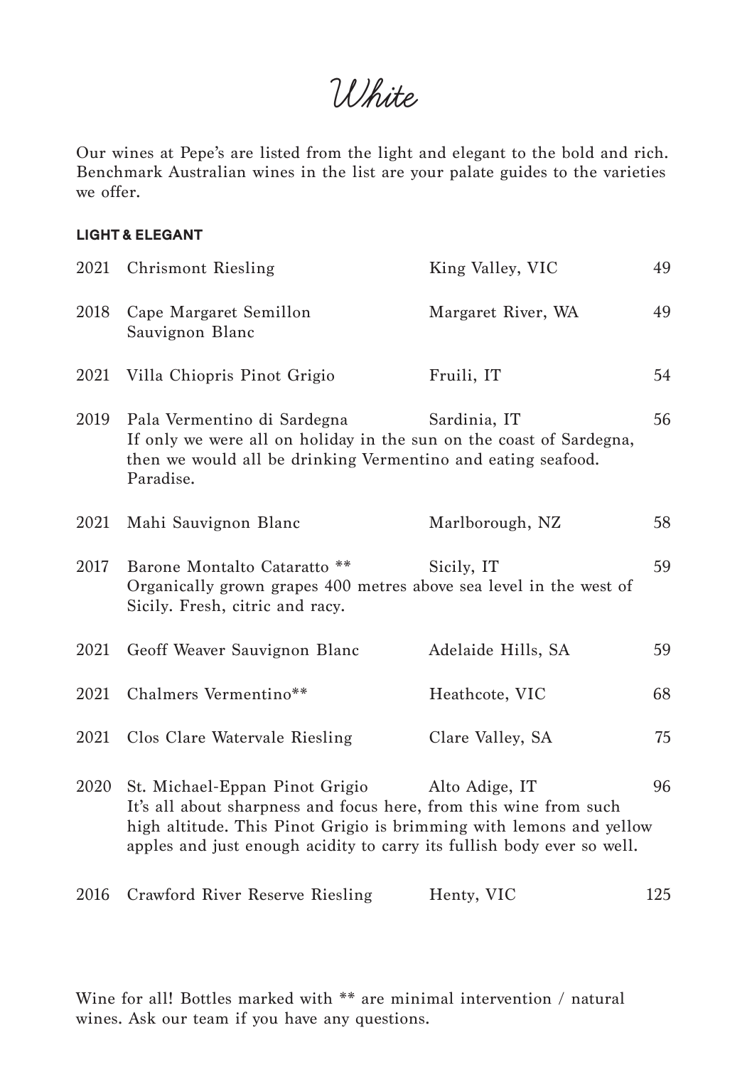# White

Our wines at Pepe's are listed from the light and elegant to the bold and rich. Benchmark Australian wines in the list are your palate guides to the varieties we offer.

**LIGHT & ELEGANT**

| Year | Wine | Region | Price |
|---|---|---|---|
| 2021 | Chrismont Riesling | King Valley, VIC | 49 |
| 2018 | Cape Margaret Semillon Sauvignon Blanc | Margaret River, WA | 49 |
| 2021 | Villa Chiopris Pinot Grigio | Fruili, IT | 54 |
| 2019 | Pala Vermentino di Sardegna | Sardinia, IT | 56 |
| | If only we were all on holiday in the sun on the coast of Sardegna, then we would all be drinking Vermentino and eating seafood. Paradise. | | |
| 2021 | Mahi Sauvignon Blanc | Marlborough, NZ | 58 |
| 2017 | Barone Montalto Cataratto ** | Sicily, IT | 59 |
| | Organically grown grapes 400 metres above sea level in the west of Sicily. Fresh, citric and racy. | | |
| 2021 | Geoff Weaver Sauvignon Blanc | Adelaide Hills, SA | 59 |
| 2021 | Chalmers Vermentino** | Heathcote, VIC | 68 |
| 2021 | Clos Clare Watervale Riesling | Clare Valley, SA | 75 |
| 2020 | St. Michael-Eppan Pinot Grigio | Alto Adige, IT | 96 |
| | It's all about sharpness and focus here, from this wine from such high altitude. This Pinot Grigio is brimming with lemons and yellow apples and just enough acidity to carry its fullish body ever so well. | | |
| 2016 | Crawford River Reserve Riesling | Henty, VIC | 125 |

Wine for all! Bottles marked with ** are minimal intervention / natural wines. Ask our team if you have any questions.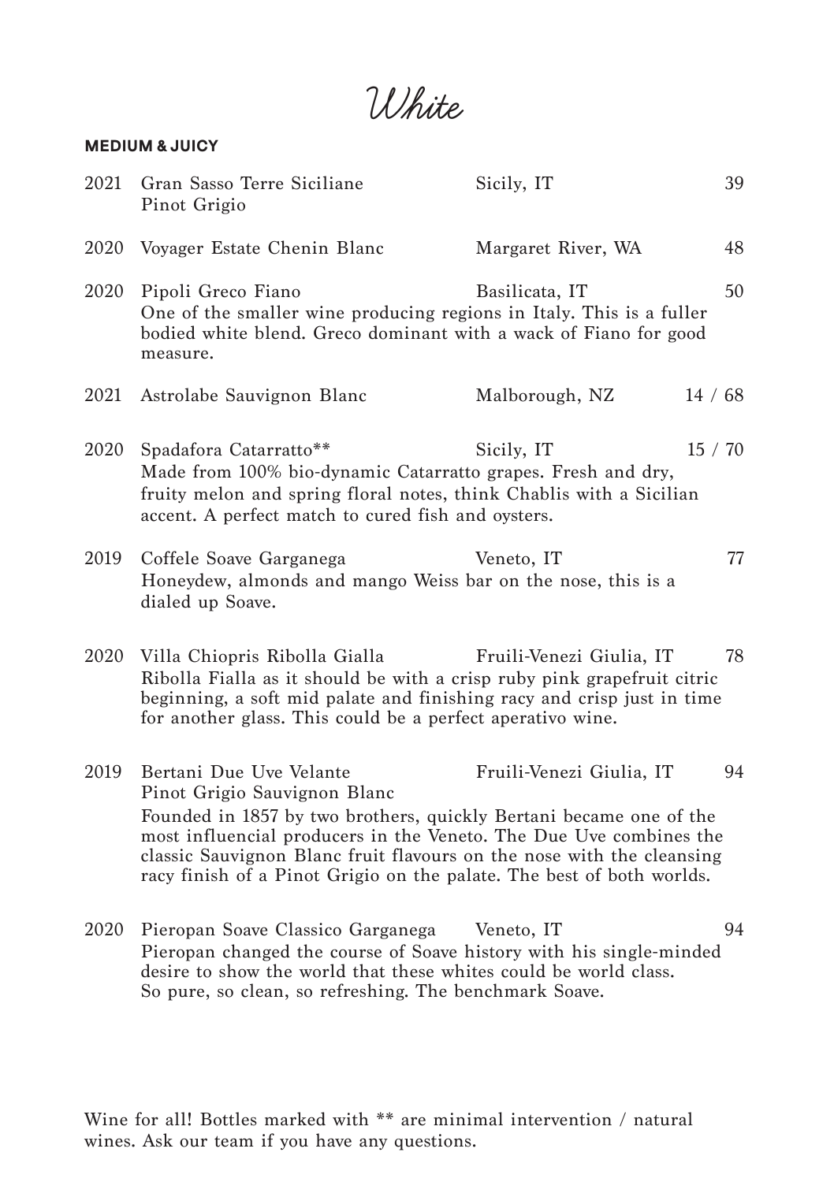# White

**MEDIUM & JUICY**

2021 Gran Sasso Terre Siciliane Pinot Grigio — Sicily, IT — 39

2020 Voyager Estate Chenin Blanc — Margaret River, WA — 48

2020 Pipoli Greco Fiano — Basilicata, IT — 50
One of the smaller wine producing regions in Italy. This is a fuller bodied white blend. Greco dominant with a wack of Fiano for good measure.

2021 Astrolabe Sauvignon Blanc — Malborough, NZ — 14 / 68

2020 Spadafora Catarratto** — Sicily, IT — 15 / 70
Made from 100% bio-dynamic Catarratto grapes. Fresh and dry, fruity melon and spring floral notes, think Chablis with a Sicilian accent. A perfect match to cured fish and oysters.

2019 Coffele Soave Garganega — Veneto, IT — 77
Honeydew, almonds and mango Weiss bar on the nose, this is a dialed up Soave.

2020 Villa Chiopris Ribolla Gialla — Fruili-Venezi Giulia, IT — 78
Ribolla Fialla as it should be with a crisp ruby pink grapefruit citric beginning, a soft mid palate and finishing racy and crisp just in time for another glass. This could be a perfect aperativo wine.

2019 Bertani Due Uve Velante Pinot Grigio Sauvignon Blanc — Fruili-Venezi Giulia, IT — 94
Founded in 1857 by two brothers, quickly Bertani became one of the most influencial producers in the Veneto. The Due Uve combines the classic Sauvignon Blanc fruit flavours on the nose with the cleansing racy finish of a Pinot Grigio on the palate. The best of both worlds.

2020 Pieropan Soave Classico Garganega — Veneto, IT — 94
Pieropan changed the course of Soave history with his single-minded desire to show the world that these whites could be world class. So pure, so clean, so refreshing. The benchmark Soave.

Wine for all! Bottles marked with ** are minimal intervention / natural wines. Ask our team if you have any questions.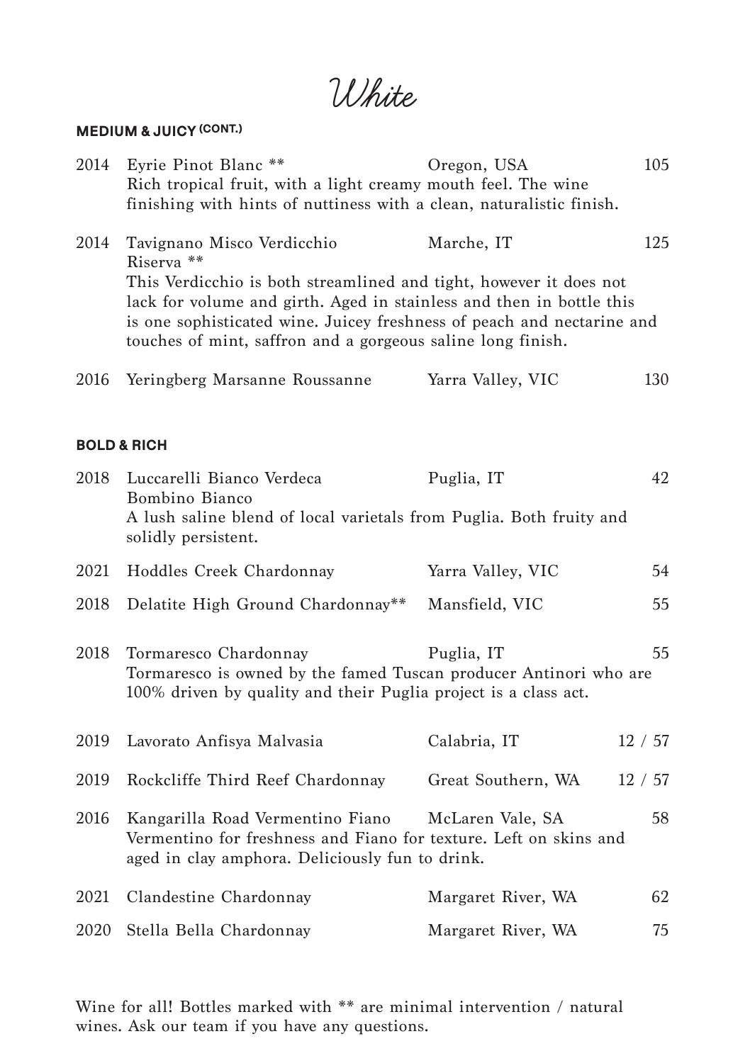# White

## MEDIUM & JUICY (CONT.)

2014 Eyrie Pinot Blanc ** — Oregon, USA — 105
Rich tropical fruit, with a light creamy mouth feel. The wine finishing with hints of nuttiness with a clean, naturalistic finish.

2014 Tavignano Misco Verdicchio Riserva ** — Marche, IT — 125
This Verdicchio is both streamlined and tight, however it does not lack for volume and girth. Aged in stainless and then in bottle this is one sophisticated wine. Juicey freshness of peach and nectarine and touches of mint, saffron and a gorgeous saline long finish.

2016 Yeringberg Marsanne Roussanne — Yarra Valley, VIC — 130

## BOLD & RICH

2018 Luccarelli Bianco Verdeca Bombino Bianco — Puglia, IT — 42
A lush saline blend of local varietals from Puglia. Both fruity and solidly persistent.

2021 Hoddles Creek Chardonnay — Yarra Valley, VIC — 54

2018 Delatite High Ground Chardonnay** — Mansfield, VIC — 55

2018 Tormaresco Chardonnay — Puglia, IT — 55
Tormaresco is owned by the famed Tuscan producer Antinori who are 100% driven by quality and their Puglia project is a class act.

2019 Lavorato Anfisya Malvasia — Calabria, IT — 12 / 57

2019 Rockcliffe Third Reef Chardonnay — Great Southern, WA — 12 / 57

2016 Kangarilla Road Vermentino Fiano — McLaren Vale, SA — 58
Vermentino for freshness and Fiano for texture. Left on skins and aged in clay amphora. Deliciously fun to drink.

2021 Clandestine Chardonnay — Margaret River, WA — 62

2020 Stella Bella Chardonnay — Margaret River, WA — 75

Wine for all! Bottles marked with ** are minimal intervention / natural wines. Ask our team if you have any questions.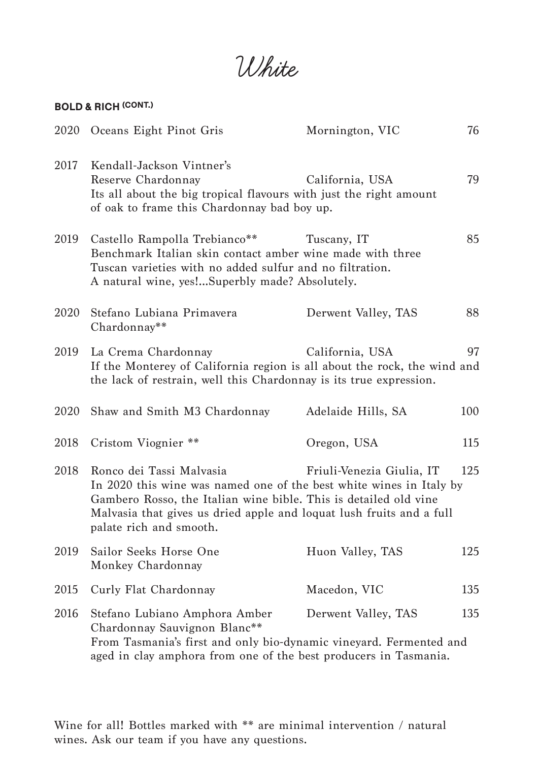# White

**BOLD & RICH (CONT.)**

2020 Oceans Eight Pinot Gris — Mornington, VIC — 76

2017 Kendall-Jackson Vintner's Reserve Chardonnay — California, USA — 79
Its all about the big tropical flavours with just the right amount of oak to frame this Chardonnay bad boy up.

2019 Castello Rampolla Trebianco** — Tuscany, IT — 85
Benchmark Italian skin contact amber wine made with three Tuscan varieties with no added sulfur and no filtration. A natural wine, yes!...Superbly made? Absolutely.

2020 Stefano Lubiana Primavera Chardonnay** — Derwent Valley, TAS — 88

2019 La Crema Chardonnay — California, USA — 97
If the Monterey of California region is all about the rock, the wind and the lack of restrain, well this Chardonnay is its true expression.

2020 Shaw and Smith M3 Chardonnay — Adelaide Hills, SA — 100

2018 Cristom Viognier ** — Oregon, USA — 115

2018 Ronco dei Tassi Malvasia — Friuli-Venezia Giulia, IT — 125
In 2020 this wine was named one of the best white wines in Italy by Gambero Rosso, the Italian wine bible. This is detailed old vine Malvasia that gives us dried apple and loquat lush fruits and a full palate rich and smooth.

2019 Sailor Seeks Horse One Monkey Chardonnay — Huon Valley, TAS — 125

2015 Curly Flat Chardonnay — Macedon, VIC — 135

2016 Stefano Lubiano Amphora Amber Chardonnay Sauvignon Blanc** — Derwent Valley, TAS — 135
From Tasmania's first and only bio-dynamic vineyard. Fermented and aged in clay amphora from one of the best producers in Tasmania.

Wine for all! Bottles marked with ** are minimal intervention / natural wines. Ask our team if you have any questions.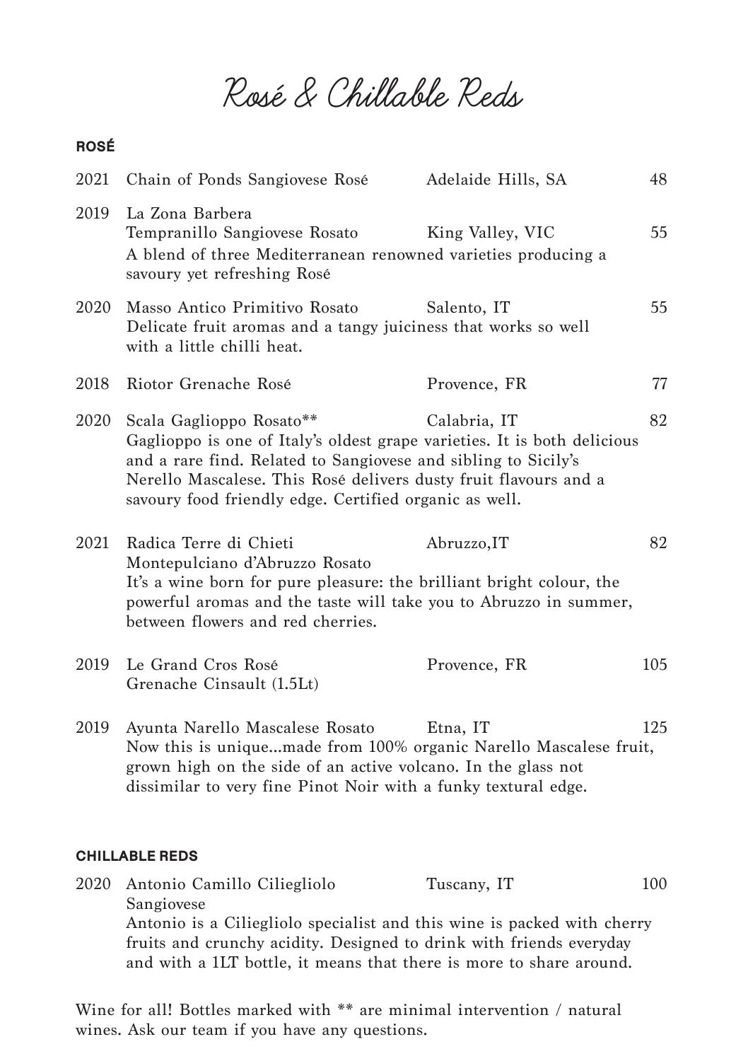# Rosé & Chillable Reds

## ROSÉ

2021 Chain of Ponds Sangiovese Rosé — Adelaide Hills, SA — 48

2019 La Zona Barbera Tempranillo Sangiovese Rosato — King Valley, VIC — 55
A blend of three Mediterranean renowned varieties producing a savoury yet refreshing Rosé

2020 Masso Antico Primitivo Rosato — Salento, IT — 55
Delicate fruit aromas and a tangy juiciness that works so well with a little chilli heat.

2018 Riotor Grenache Rosé — Provence, FR — 77

2020 Scala Gaglioppo Rosato** — Calabria, IT — 82
Gaglioppo is one of Italy's oldest grape varieties. It is both delicious and a rare find. Related to Sangiovese and sibling to Sicily's Nerello Mascalese. This Rosé delivers dusty fruit flavours and a savoury food friendly edge. Certified organic as well.

2021 Radica Terre di Chieti Montepulciano d'Abruzzo Rosato — Abruzzo,IT — 82
It's a wine born for pure pleasure: the brilliant bright colour, the powerful aromas and the taste will take you to Abruzzo in summer, between flowers and red cherries.

2019 Le Grand Cros Rosé Grenache Cinsault (1.5Lt) — Provence, FR — 105

2019 Ayunta Narello Mascalese Rosato — Etna, IT — 125
Now this is unique...made from 100% organic Narello Mascalese fruit, grown high on the side of an active volcano. In the glass not dissimilar to very fine Pinot Noir with a funky textural edge.

## CHILLABLE REDS

2020 Antonio Camillo Ciliegliolo Sangiovese — Tuscany, IT — 100
Antonio is a Ciliegliolo specialist and this wine is packed with cherry fruits and crunchy acidity. Designed to drink with friends everyday and with a 1LT bottle, it means that there is more to share around.

Wine for all! Bottles marked with ** are minimal intervention / natural wines. Ask our team if you have any questions.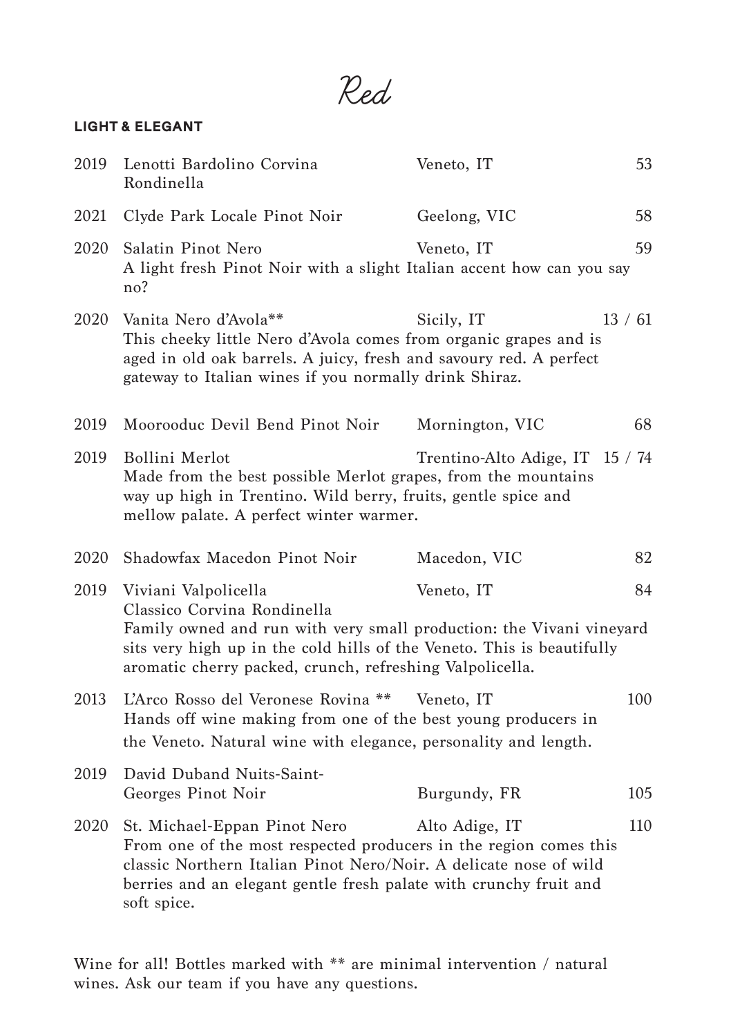# Red

## LIGHT & ELEGANT

| Year | Wine | Region | Price |
|---|---|---|---|
| 2019 | Lenotti Bardolino Corvina Rondinella | Veneto, IT | 53 |
| 2021 | Clyde Park Locale Pinot Noir | Geelong, VIC | 58 |
| 2020 | Salatin Pinot Nero<br>A light fresh Pinot Noir with a slight Italian accent how can you say no? | Veneto, IT | 59 |
| 2020 | Vanita Nero d'Avola**<br>This cheeky little Nero d'Avola comes from organic grapes and is aged in old oak barrels. A juicy, fresh and savoury red. A perfect gateway to Italian wines if you normally drink Shiraz. | Sicily, IT | 13 / 61 |
| 2019 | Moorooduc Devil Bend Pinot Noir | Mornington, VIC | 68 |
| 2019 | Bollini Merlot<br>Made from the best possible Merlot grapes, from the mountains way up high in Trentino. Wild berry, fruits, gentle spice and mellow palate. A perfect winter warmer. | Trentino-Alto Adige, IT | 15 / 74 |
| 2020 | Shadowfax Macedon Pinot Noir | Macedon, VIC | 82 |
| 2019 | Viviani Valpolicella Classico Corvina Rondinella<br>Family owned and run with very small production: the Vivani vineyard sits very high up in the cold hills of the Veneto. This is beautifully aromatic cherry packed, crunch, refreshing Valpolicella. | Veneto, IT | 84 |
| 2013 | L'Arco Rosso del Veronese Rovina **<br>Hands off wine making from one of the best young producers in the Veneto. Natural wine with elegance, personality and length. | Veneto, IT | 100 |
| 2019 | David Duband Nuits-Saint-Georges Pinot Noir | Burgundy, FR | 105 |
| 2020 | St. Michael-Eppan Pinot Nero<br>From one of the most respected producers in the region comes this classic Northern Italian Pinot Nero/Noir. A delicate nose of wild berries and an elegant gentle fresh palate with crunchy fruit and soft spice. | Alto Adige, IT | 110 |

Wine for all! Bottles marked with ** are minimal intervention / natural wines. Ask our team if you have any questions.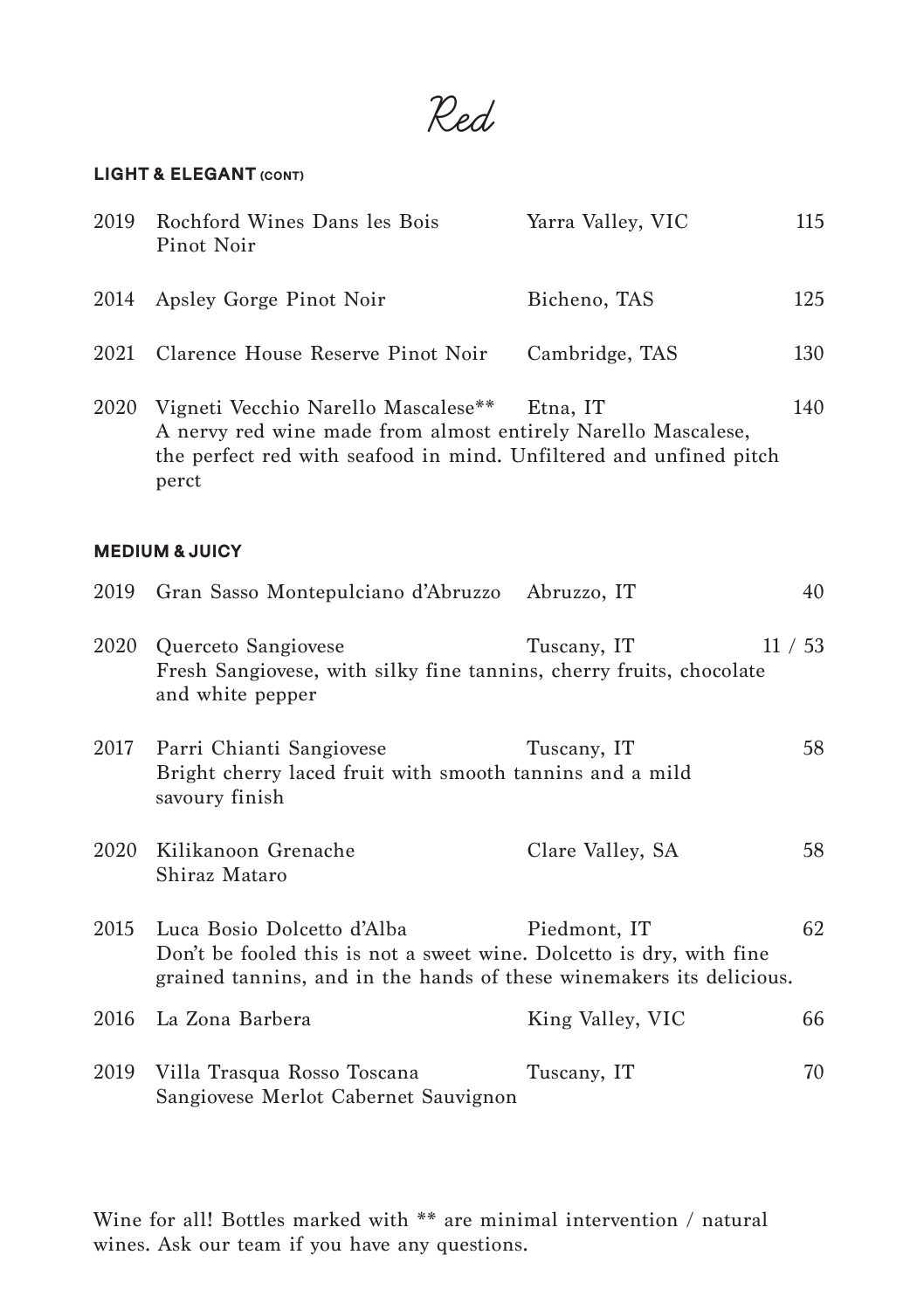# Red

## LIGHT & ELEGANT (CONT)

| Year | Wine | Region | Price |
|---|---|---|---|
| 2019 | Rochford Wines Dans les Bois Pinot Noir | Yarra Valley, VIC | 115 |
| 2014 | Apsley Gorge Pinot Noir | Bicheno, TAS | 125 |
| 2021 | Clarence House Reserve Pinot Noir | Cambridge, TAS | 130 |
| 2020 | Vigneti Vecchio Narello Mascalese** | Etna, IT | 140 |

A nervy red wine made from almost entirely Narello Mascalese, the perfect red with seafood in mind. Unfiltered and unfined pitch perct

## MEDIUM & JUICY

2019 Gran Sasso Montepulciano d'Abruzzo — Abruzzo, IT — 40

2020 Querceto Sangiovese — Tuscany, IT — 11 / 53
Fresh Sangiovese, with silky fine tannins, cherry fruits, chocolate and white pepper

2017 Parri Chianti Sangiovese — Tuscany, IT — 58
Bright cherry laced fruit with smooth tannins and a mild savoury finish

2020 Kilikanoon Grenache Shiraz Mataro — Clare Valley, SA — 58

2015 Luca Bosio Dolcetto d'Alba — Piedmont, IT — 62
Don't be fooled this is not a sweet wine. Dolcetto is dry, with fine grained tannins, and in the hands of these winemakers its delicious.

2016 La Zona Barbera — King Valley, VIC — 66

2019 Villa Trasqua Rosso Toscana Sangiovese Merlot Cabernet Sauvignon — Tuscany, IT — 70

Wine for all! Bottles marked with ** are minimal intervention / natural wines. Ask our team if you have any questions.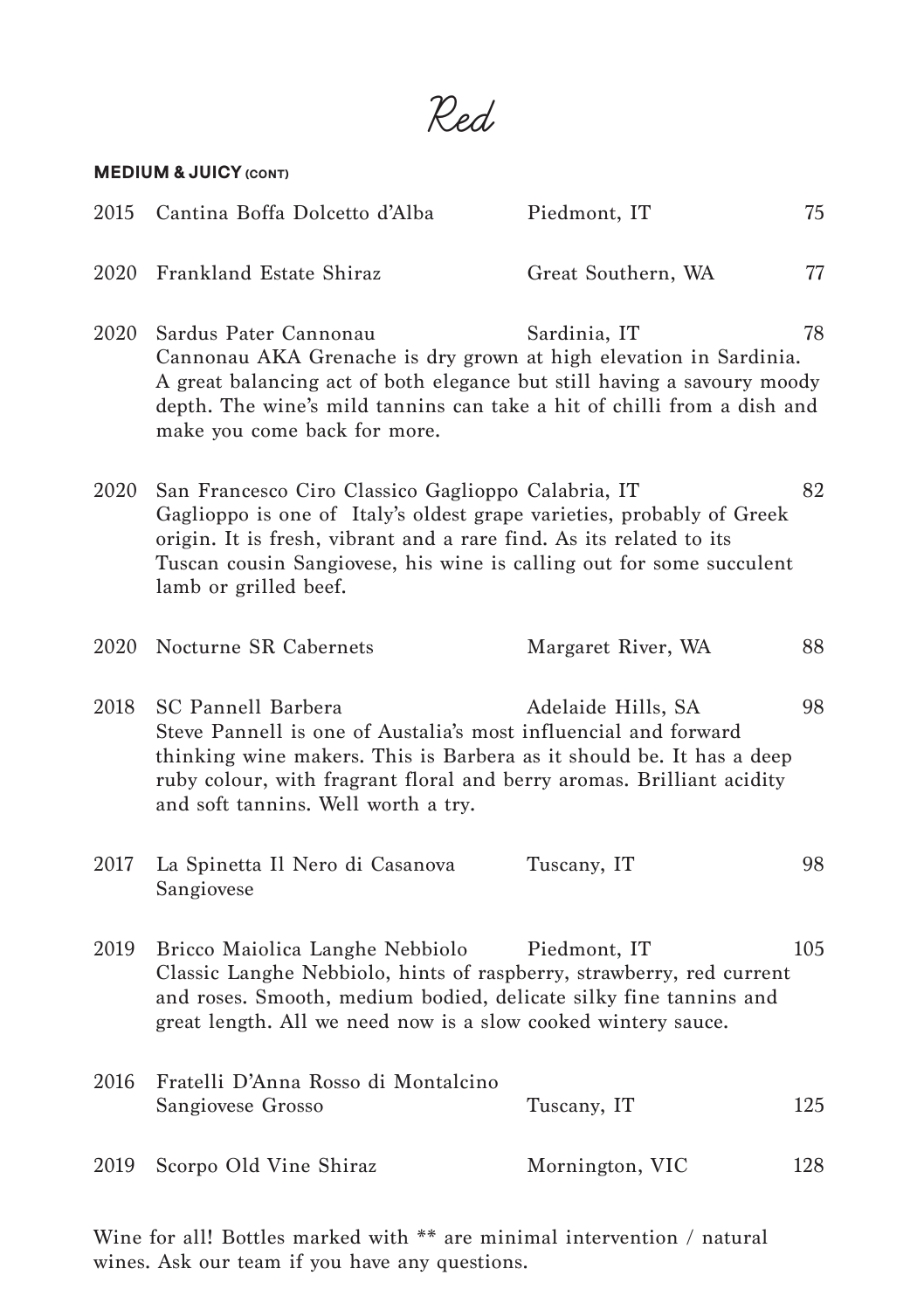# Red

**MEDIUM & JUICY (CONT)**

2015 Cantina Boffa Dolcetto d'Alba — Piedmont, IT — 75

2020 Frankland Estate Shiraz — Great Southern, WA — 77

2020 Sardus Pater Cannonau — Sardinia, IT — 78
Cannonau AKA Grenache is dry grown at high elevation in Sardinia. A great balancing act of both elegance but still having a savoury moody depth. The wine's mild tannins can take a hit of chilli from a dish and make you come back for more.

2020 San Francesco Ciro Classico Gaglioppo — Calabria, IT — 82
Gaglioppo is one of Italy's oldest grape varieties, probably of Greek origin. It is fresh, vibrant and a rare find. As its related to its Tuscan cousin Sangiovese, his wine is calling out for some succulent lamb or grilled beef.

2020 Nocturne SR Cabernets — Margaret River, WA — 88

2018 SC Pannell Barbera — Adelaide Hills, SA — 98
Steve Pannell is one of Austalia's most influencial and forward thinking wine makers. This is Barbera as it should be. It has a deep ruby colour, with fragrant floral and berry aromas. Brilliant acidity and soft tannins. Well worth a try.

2017 La Spinetta Il Nero di Casanova Sangiovese — Tuscany, IT — 98

2019 Bricco Maiolica Langhe Nebbiolo — Piedmont, IT — 105
Classic Langhe Nebbiolo, hints of raspberry, strawberry, red current and roses. Smooth, medium bodied, delicate silky fine tannins and great length. All we need now is a slow cooked wintery sauce.

2016 Fratelli D'Anna Rosso di Montalcino Sangiovese Grosso — Tuscany, IT — 125

2019 Scorpo Old Vine Shiraz — Mornington, VIC — 128

Wine for all! Bottles marked with ** are minimal intervention / natural wines. Ask our team if you have any questions.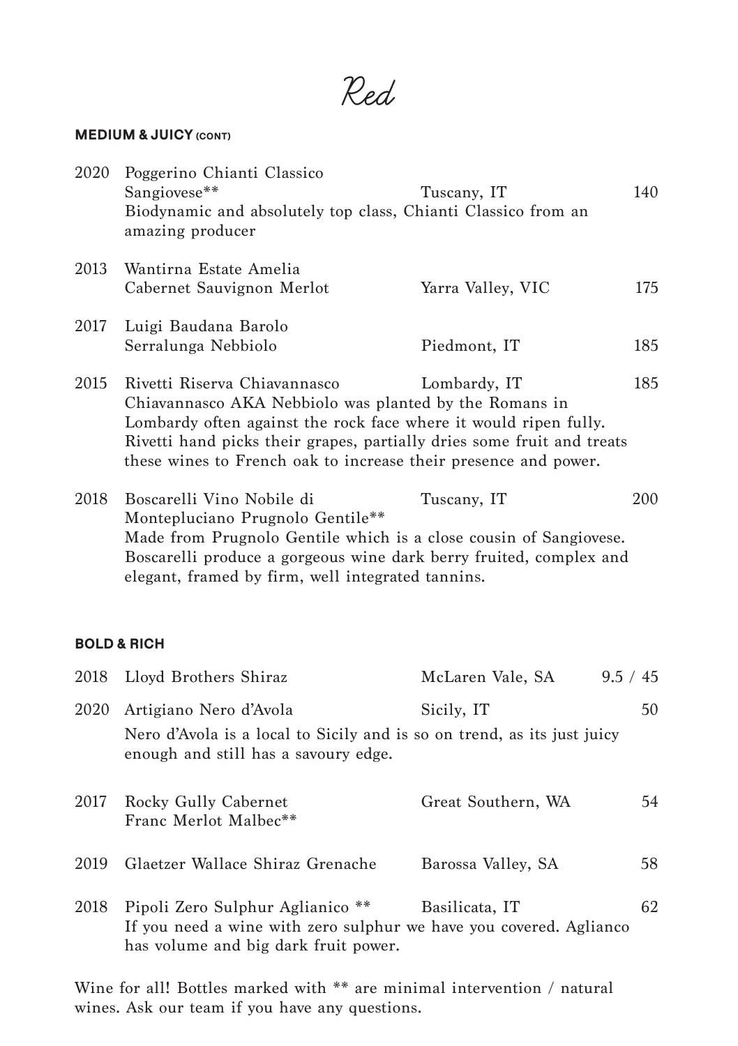# Red

## MEDIUM & JUICY (CONT)

| Year | Wine | Region | Price |
|---|---|---|---|
| 2020 | Poggerino Chianti Classico Sangiovese** | Tuscany, IT | 140 |
| | Biodynamic and absolutely top class, Chianti Classico from an amazing producer | | |
| 2013 | Wantirna Estate Amelia Cabernet Sauvignon Merlot | Yarra Valley, VIC | 175 |
| 2017 | Luigi Baudana Barolo Serralunga Nebbiolo | Piedmont, IT | 185 |
| 2015 | Rivetti Riserva Chiavannasco | Lombardy, IT | 185 |
| | Chiavannasco AKA Nebbiolo was planted by the Romans in Lombardy often against the rock face where it would ripen fully. Rivetti hand picks their grapes, partially dries some fruit and treats these wines to French oak to increase their presence and power. | | |
| 2018 | Boscarelli Vino Nobile di Montepluciano Prugnolo Gentile** | Tuscany, IT | 200 |
| | Made from Prugnolo Gentile which is a close cousin of Sangiovese. Boscarelli produce a gorgeous wine dark berry fruited, complex and elegant, framed by firm, well integrated tannins. | | |

## BOLD & RICH

| Year | Wine | Region | Price |
|---|---|---|---|
| 2018 | Lloyd Brothers Shiraz | McLaren Vale, SA | 9.5 / 45 |
| 2020 | Artigiano Nero d'Avola | Sicily, IT | 50 |
| | Nero d'Avola is a local to Sicily and is so on trend, as its just juicy enough and still has a savoury edge. | | |
| 2017 | Rocky Gully Cabernet Franc Merlot Malbec** | Great Southern, WA | 54 |
| 2019 | Glaetzer Wallace Shiraz Grenache | Barossa Valley, SA | 58 |
| 2018 | Pipoli Zero Sulphur Aglianico ** | Basilicata, IT | 62 |
| | If you need a wine with zero sulphur we have you covered. Aglianco has volume and big dark fruit power. | | |

Wine for all! Bottles marked with ** are minimal intervention / natural wines. Ask our team if you have any questions.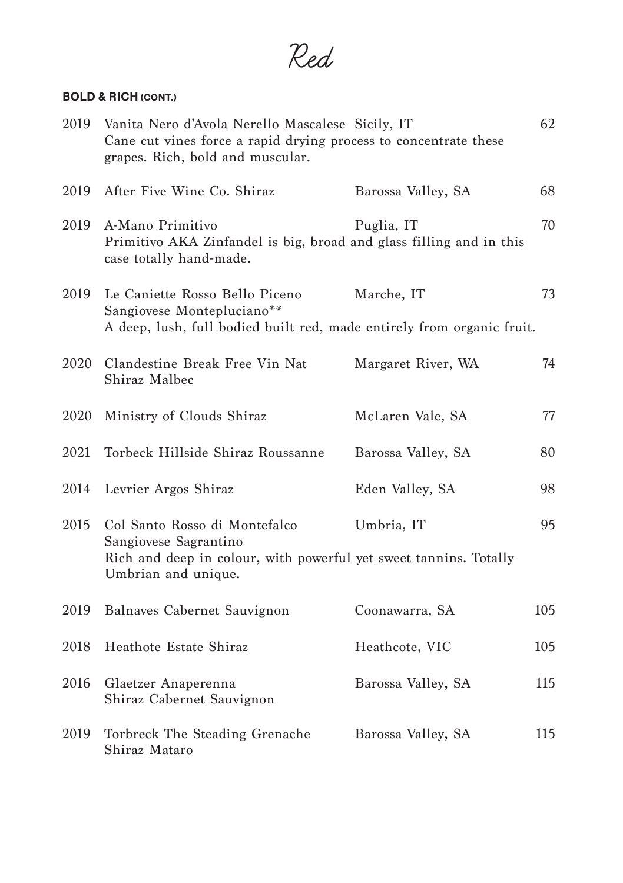# Red

**BOLD & RICH (CONT.)**

2019 Vanita Nero d'Avola Nerello Mascalese Sicily, IT 62
Cane cut vines force a rapid drying process to concentrate these grapes. Rich, bold and muscular.

2019 After Five Wine Co. Shiraz Barossa Valley, SA 68

2019 A-Mano Primitivo Puglia, IT 70
Primitivo AKA Zinfandel is big, broad and glass filling and in this case totally hand-made.

2019 Le Caniette Rosso Bello Piceno Sangiovese Montepluciano** Marche, IT 73
A deep, lush, full bodied built red, made entirely from organic fruit.

2020 Clandestine Break Free Vin Nat Shiraz Malbec Margaret River, WA 74

2020 Ministry of Clouds Shiraz McLaren Vale, SA 77

2021 Torbeck Hillside Shiraz Roussanne Barossa Valley, SA 80

2014 Levrier Argos Shiraz Eden Valley, SA 98

2015 Col Santo Rosso di Montefalco Sangiovese Sagrantino Umbria, IT 95
Rich and deep in colour, with powerful yet sweet tannins. Totally Umbrian and unique.

2019 Balnaves Cabernet Sauvignon Coonawarra, SA 105

2018 Heathote Estate Shiraz Heathcote, VIC 105

2016 Glaetzer Anaperenna Shiraz Cabernet Sauvignon Barossa Valley, SA 115

2019 Torbreck The Steading Grenache Shiraz Mataro Barossa Valley, SA 115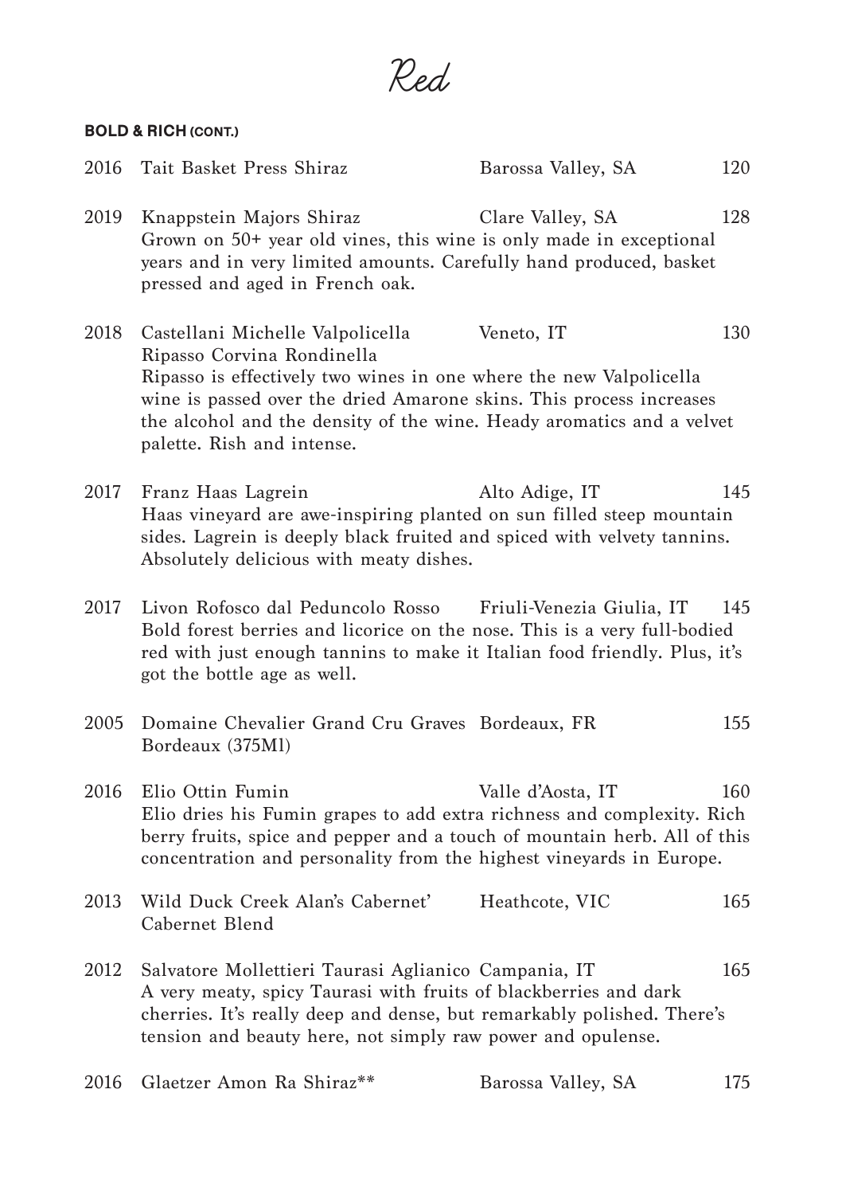# Red

**BOLD & RICH (CONT.)**

2016 Tait Basket Press Shiraz — Barossa Valley, SA — 120

2019 Knappstein Majors Shiraz — Clare Valley, SA — 128
Grown on 50+ year old vines, this wine is only made in exceptional years and in very limited amounts. Carefully hand produced, basket pressed and aged in French oak.

2018 Castellani Michelle Valpolicella Ripasso Corvina Rondinella — Veneto, IT — 130
Ripasso is effectively two wines in one where the new Valpolicella wine is passed over the dried Amarone skins. This process increases the alcohol and the density of the wine. Heady aromatics and a velvet palette. Rish and intense.

2017 Franz Haas Lagrein — Alto Adige, IT — 145
Haas vineyard are awe-inspiring planted on sun filled steep mountain sides. Lagrein is deeply black fruited and spiced with velvety tannins. Absolutely delicious with meaty dishes.

2017 Livon Rofosco dal Peduncolo Rosso — Friuli-Venezia Giulia, IT — 145
Bold forest berries and licorice on the nose. This is a very full-bodied red with just enough tannins to make it Italian food friendly. Plus, it's got the bottle age as well.

2005 Domaine Chevalier Grand Cru Graves Bordeaux (375Ml) — Bordeaux, FR — 155

2016 Elio Ottin Fumin — Valle d'Aosta, IT — 160
Elio dries his Fumin grapes to add extra richness and complexity. Rich berry fruits, spice and pepper and a touch of mountain herb. All of this concentration and personality from the highest vineyards in Europe.

2013 Wild Duck Creek Alan's Cabernet' Cabernet Blend — Heathcote, VIC — 165

2012 Salvatore Mollettieri Taurasi Aglianico — Campania, IT — 165
A very meaty, spicy Taurasi with fruits of blackberries and dark cherries. It's really deep and dense, but remarkably polished. There's tension and beauty here, not simply raw power and opulense.

2016 Glaetzer Amon Ra Shiraz** — Barossa Valley, SA — 175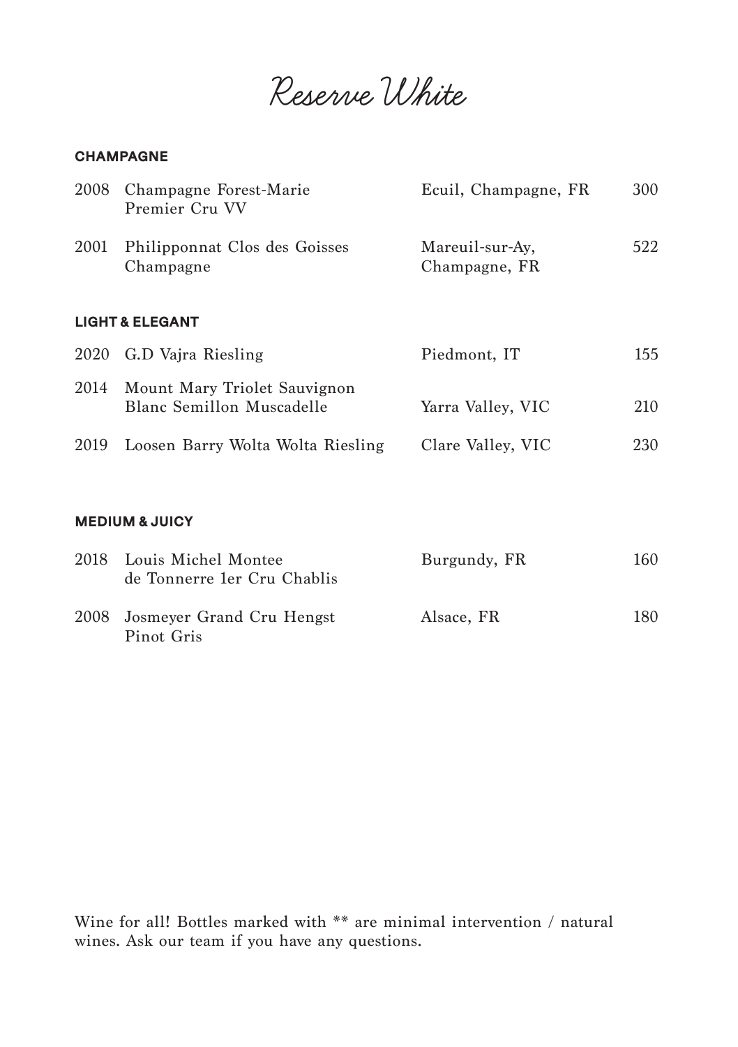# Reserve White

## CHAMPAGNE

| Year | Wine | Region | Price |
|---|---|---|---|
| 2008 | Champagne Forest-Marie Premier Cru VV | Ecuil, Champagne, FR | 300 |
| 2001 | Philipponnat Clos des Goisses Champagne | Mareuil-sur-Ay, Champagne, FR | 522 |

## LIGHT & ELEGANT

| Year | Wine | Region | Price |
|---|---|---|---|
| 2020 | G.D Vajra Riesling | Piedmont, IT | 155 |
| 2014 | Mount Mary Triolet Sauvignon Blanc Semillon Muscadelle | Yarra Valley, VIC | 210 |
| 2019 | Loosen Barry Wolta Wolta Riesling | Clare Valley, VIC | 230 |

## MEDIUM & JUICY

| Year | Wine | Region | Price |
|---|---|---|---|
| 2018 | Louis Michel Montee de Tonnerre 1er Cru Chablis | Burgundy, FR | 160 |
| 2008 | Josmeyer Grand Cru Hengst Pinot Gris | Alsace, FR | 180 |

Wine for all! Bottles marked with ** are minimal intervention / natural wines. Ask our team if you have any questions.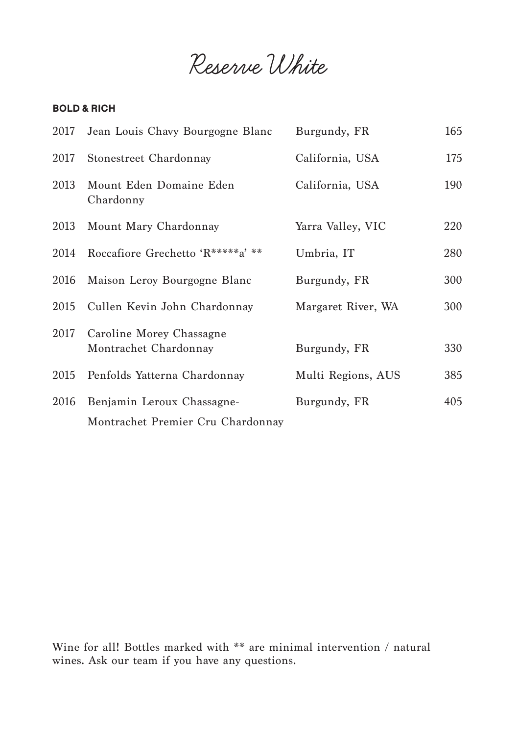# Reserve White

**BOLD & RICH**

| | | | |
|---|---|---|---|
| 2017 | Jean Louis Chavy Bourgogne Blanc | Burgundy, FR | 165 |
| 2017 | Stonestreet Chardonnay | California, USA | 175 |
| 2013 | Mount Eden Domaine Eden Chardonny | California, USA | 190 |
| 2013 | Mount Mary Chardonnay | Yarra Valley, VIC | 220 |
| 2014 | Roccafiore Grechetto 'R*****a' ** | Umbria, IT | 280 |
| 2016 | Maison Leroy Bourgogne Blanc | Burgundy, FR | 300 |
| 2015 | Cullen Kevin John Chardonnay | Margaret River, WA | 300 |
| 2017 | Caroline Morey Chassagne Montrachet Chardonnay | Burgundy, FR | 330 |
| 2015 | Penfolds Yatterna Chardonnay | Multi Regions, AUS | 385 |
| 2016 | Benjamin Leroux Chassagne-Montrachet Premier Cru Chardonnay | Burgundy, FR | 405 |

Wine for all! Bottles marked with ** are minimal intervention / natural wines. Ask our team if you have any questions.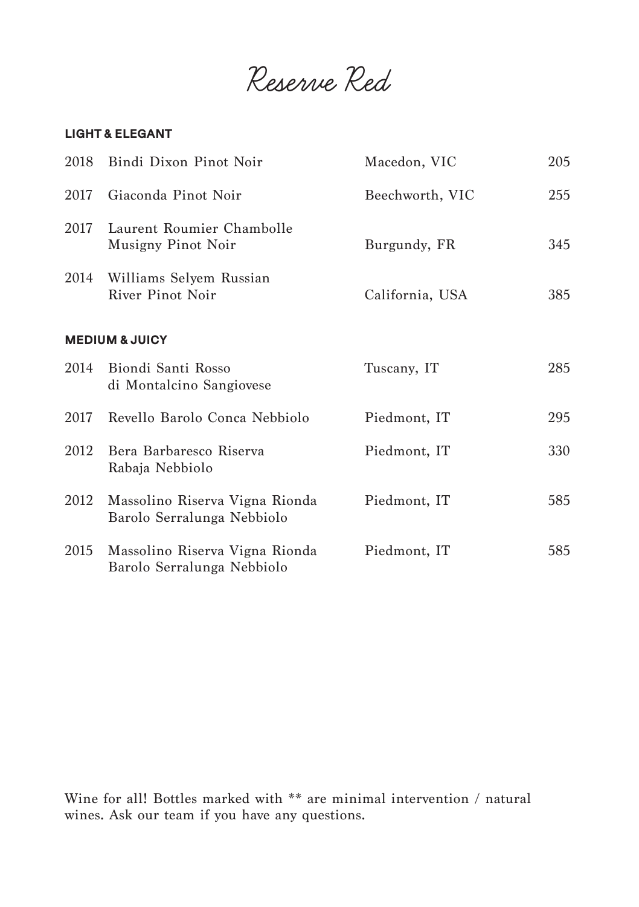# Reserve Red

## LIGHT & ELEGANT

| Year | Wine | Region | Price |
| --- | --- | --- | --- |
| 2018 | Bindi Dixon Pinot Noir | Macedon, VIC | 205 |
| 2017 | Giaconda Pinot Noir | Beechworth, VIC | 255 |
| 2017 | Laurent Roumier Chambolle Musigny Pinot Noir | Burgundy, FR | 345 |
| 2014 | Williams Selyem Russian River Pinot Noir | California, USA | 385 |

## MEDIUM & JUICY

| Year | Wine | Region | Price |
| --- | --- | --- | --- |
| 2014 | Biondi Santi Rosso di Montalcino Sangiovese | Tuscany, IT | 285 |
| 2017 | Revello Barolo Conca Nebbiolo | Piedmont, IT | 295 |
| 2012 | Bera Barbaresco Riserva Rabaja Nebbiolo | Piedmont, IT | 330 |
| 2012 | Massolino Riserva Vigna Rionda Barolo Serralunga Nebbiolo | Piedmont, IT | 585 |
| 2015 | Massolino Riserva Vigna Rionda Barolo Serralunga Nebbiolo | Piedmont, IT | 585 |

Wine for all! Bottles marked with ** are minimal intervention / natural wines. Ask our team if you have any questions.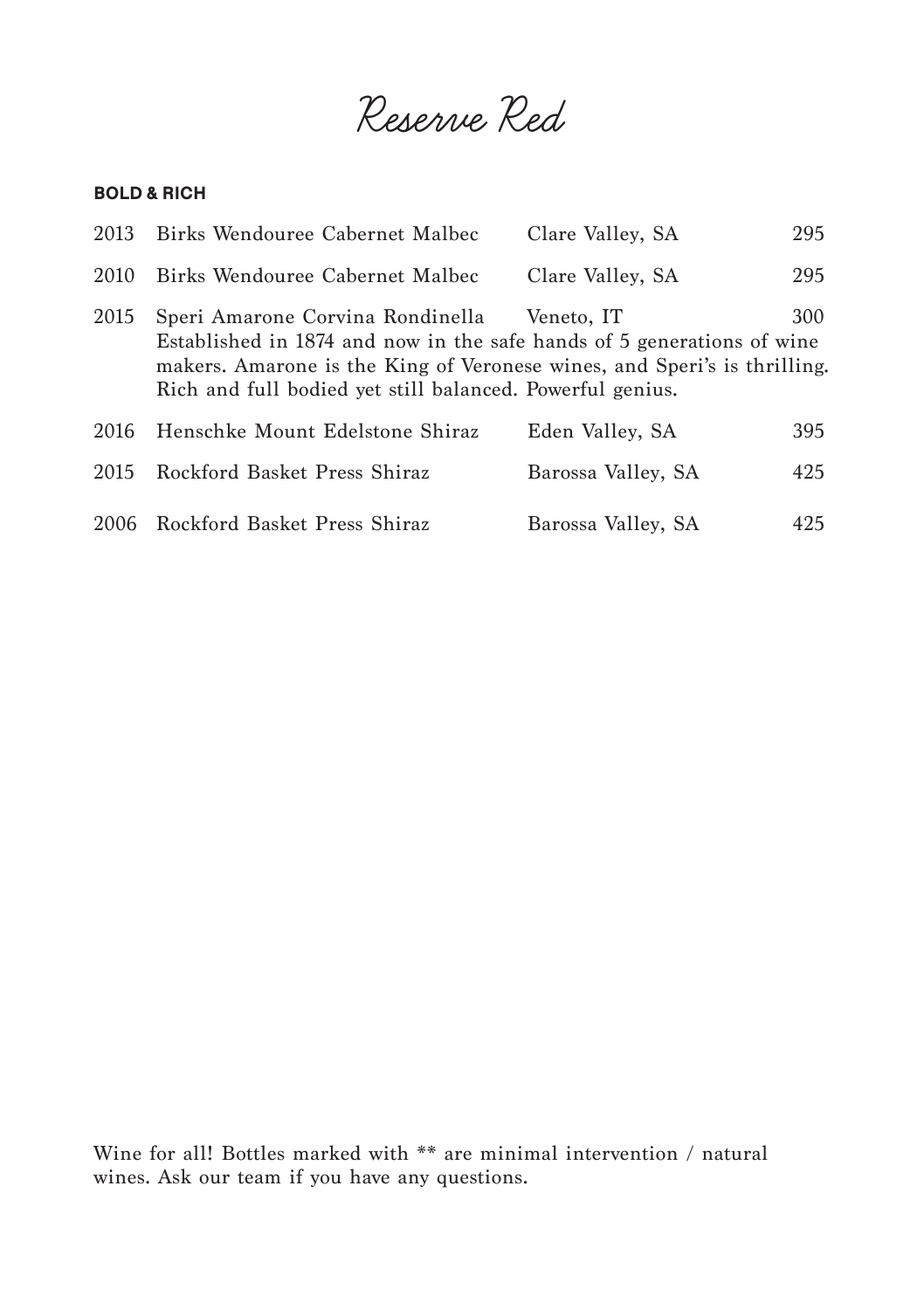# Reserve Red

**BOLD & RICH**

| Year | Wine | Region | Price |
|---|---|---|---|
| 2013 | Birks Wendouree Cabernet Malbec | Clare Valley, SA | 295 |
| 2010 | Birks Wendouree Cabernet Malbec | Clare Valley, SA | 295 |
| 2015 | Speri Amarone Corvina Rondinella | Veneto, IT | 300 |
| 2016 | Henschke Mount Edelstone Shiraz | Eden Valley, SA | 395 |
| 2015 | Rockford Basket Press Shiraz | Barossa Valley, SA | 425 |
| 2006 | Rockford Basket Press Shiraz | Barossa Valley, SA | 425 |

2015 Speri Amarone Corvina Rondinella: Established in 1874 and now in the safe hands of 5 generations of wine makers. Amarone is the King of Veronese wines, and Speri's is thrilling. Rich and full bodied yet still balanced. Powerful genius.

Wine for all! Bottles marked with ** are minimal intervention / natural wines. Ask our team if you have any questions.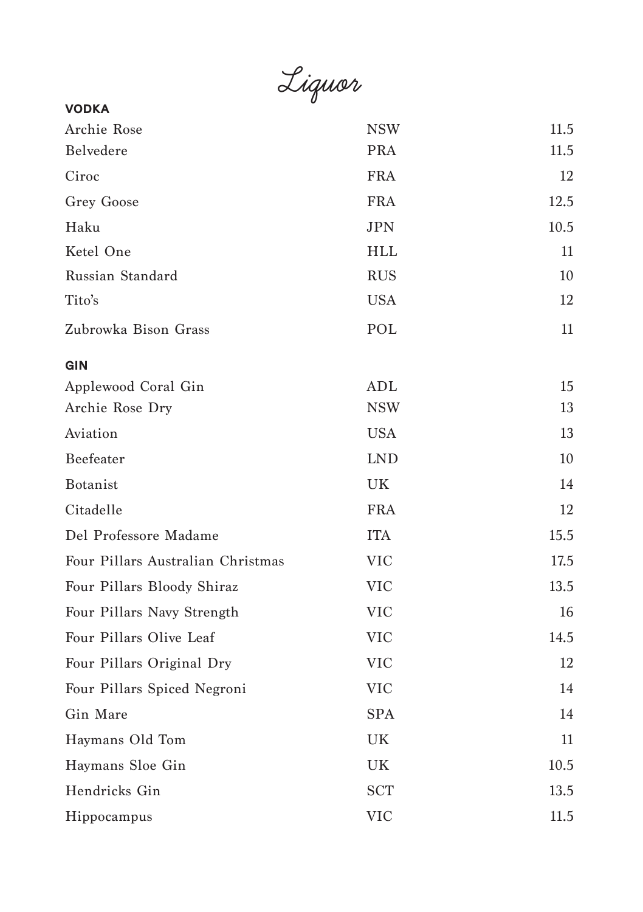# Liquor

## VODKA

| | | |
|---|---|---|
| Archie Rose | NSW | 11.5 |
| Belvedere | PRA | 11.5 |
| Ciroc | FRA | 12 |
| Grey Goose | FRA | 12.5 |
| Haku | JPN | 10.5 |
| Ketel One | HLL | 11 |
| Russian Standard | RUS | 10 |
| Tito's | USA | 12 |
| Zubrowka Bison Grass | POL | 11 |

## GIN

| | | |
|---|---|---|
| Applewood Coral Gin | ADL | 15 |
| Archie Rose Dry | NSW | 13 |
| Aviation | USA | 13 |
| Beefeater | LND | 10 |
| Botanist | UK | 14 |
| Citadelle | FRA | 12 |
| Del Professore Madame | ITA | 15.5 |
| Four Pillars Australian Christmas | VIC | 17.5 |
| Four Pillars Bloody Shiraz | VIC | 13.5 |
| Four Pillars Navy Strength | VIC | 16 |
| Four Pillars Olive Leaf | VIC | 14.5 |
| Four Pillars Original Dry | VIC | 12 |
| Four Pillars Spiced Negroni | VIC | 14 |
| Gin Mare | SPA | 14 |
| Haymans Old Tom | UK | 11 |
| Haymans Sloe Gin | UK | 10.5 |
| Hendricks Gin | SCT | 13.5 |
| Hippocampus | VIC | 11.5 |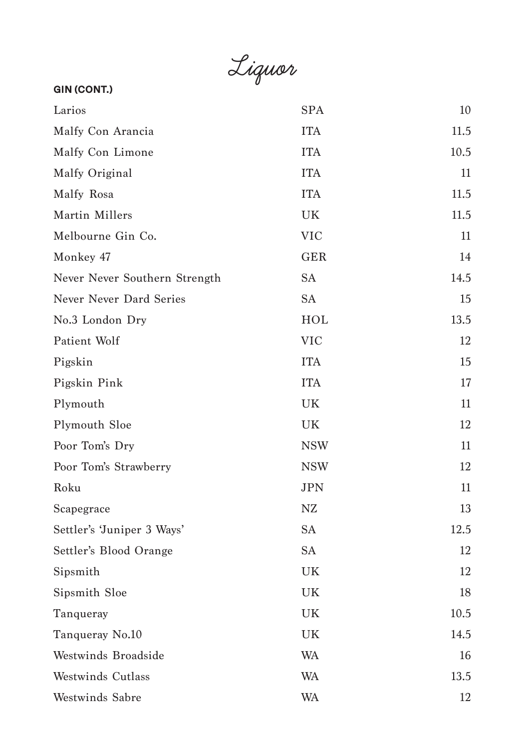# Liquor

## GIN (CONT.)

| | | |
|---|---|---|
| Larios | SPA | 10 |
| Malfy Con Arancia | ITA | 11.5 |
| Malfy Con Limone | ITA | 10.5 |
| Malfy Original | ITA | 11 |
| Malfy Rosa | ITA | 11.5 |
| Martin Millers | UK | 11.5 |
| Melbourne Gin Co. | VIC | 11 |
| Monkey 47 | GER | 14 |
| Never Never Southern Strength | SA | 14.5 |
| Never Never Dard Series | SA | 15 |
| No.3 London Dry | HOL | 13.5 |
| Patient Wolf | VIC | 12 |
| Pigskin | ITA | 15 |
| Pigskin Pink | ITA | 17 |
| Plymouth | UK | 11 |
| Plymouth Sloe | UK | 12 |
| Poor Tom's Dry | NSW | 11 |
| Poor Tom's Strawberry | NSW | 12 |
| Roku | JPN | 11 |
| Scapegrace | NZ | 13 |
| Settler's 'Juniper 3 Ways' | SA | 12.5 |
| Settler's Blood Orange | SA | 12 |
| Sipsmith | UK | 12 |
| Sipsmith Sloe | UK | 18 |
| Tanqueray | UK | 10.5 |
| Tanqueray No.10 | UK | 14.5 |
| Westwinds Broadside | WA | 16 |
| Westwinds Cutlass | WA | 13.5 |
| Westwinds Sabre | WA | 12 |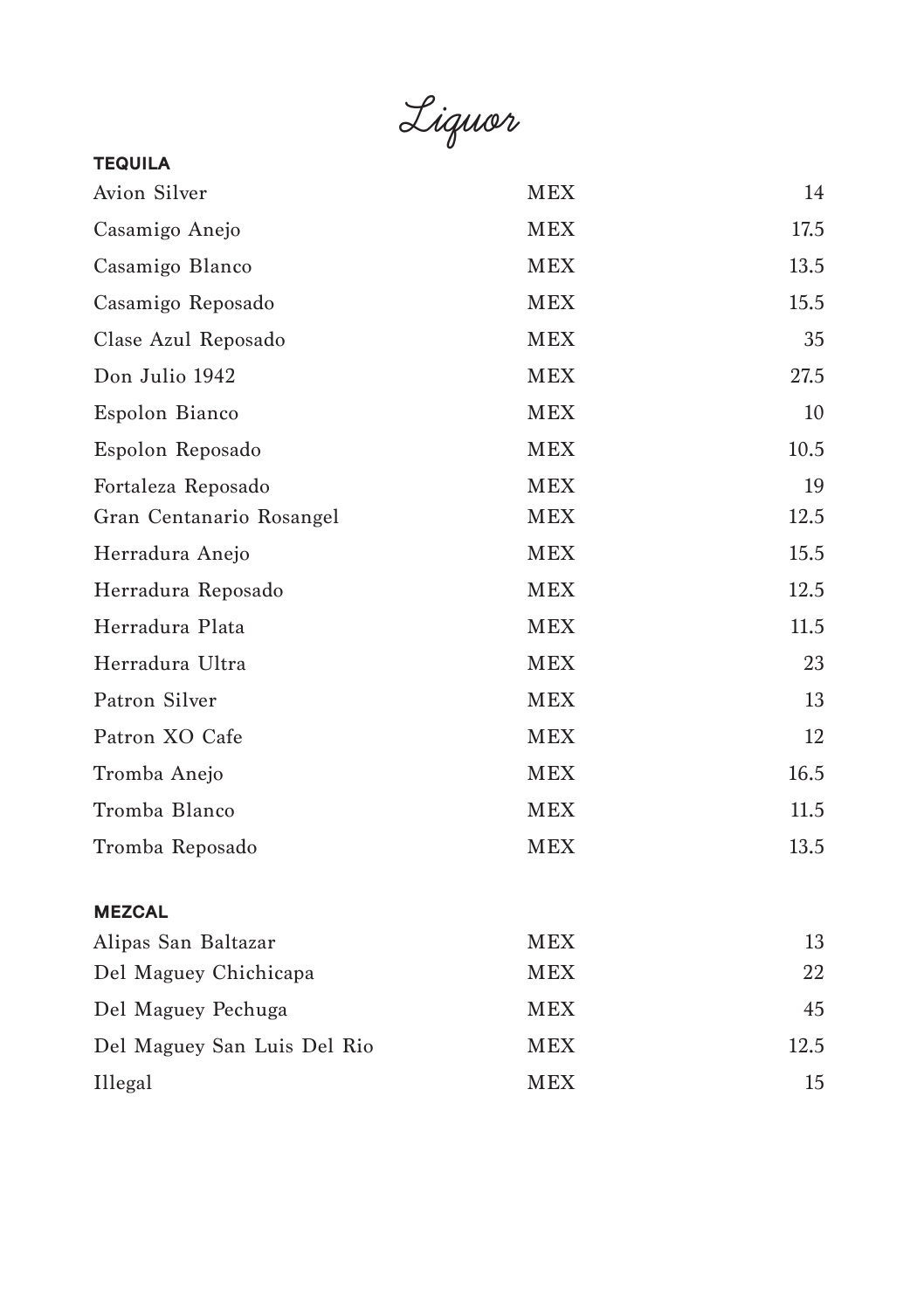# Liquor

## TEQUILA

| | | |
|---|---|---|
| Avion Silver | MEX | 14 |
| Casamigo Anejo | MEX | 17.5 |
| Casamigo Blanco | MEX | 13.5 |
| Casamigo Reposado | MEX | 15.5 |
| Clase Azul Reposado | MEX | 35 |
| Don Julio 1942 | MEX | 27.5 |
| Espolon Bianco | MEX | 10 |
| Espolon Reposado | MEX | 10.5 |
| Fortaleza Reposado | MEX | 19 |
| Gran Centanario Rosangel | MEX | 12.5 |
| Herradura Anejo | MEX | 15.5 |
| Herradura Reposado | MEX | 12.5 |
| Herradura Plata | MEX | 11.5 |
| Herradura Ultra | MEX | 23 |
| Patron Silver | MEX | 13 |
| Patron XO Cafe | MEX | 12 |
| Tromba Anejo | MEX | 16.5 |
| Tromba Blanco | MEX | 11.5 |
| Tromba Reposado | MEX | 13.5 |

## MEZCAL

| | | |
|---|---|---|
| Alipas San Baltazar | MEX | 13 |
| Del Maguey Chichicapa | MEX | 22 |
| Del Maguey Pechuga | MEX | 45 |
| Del Maguey San Luis Del Rio | MEX | 12.5 |
| Illegal | MEX | 15 |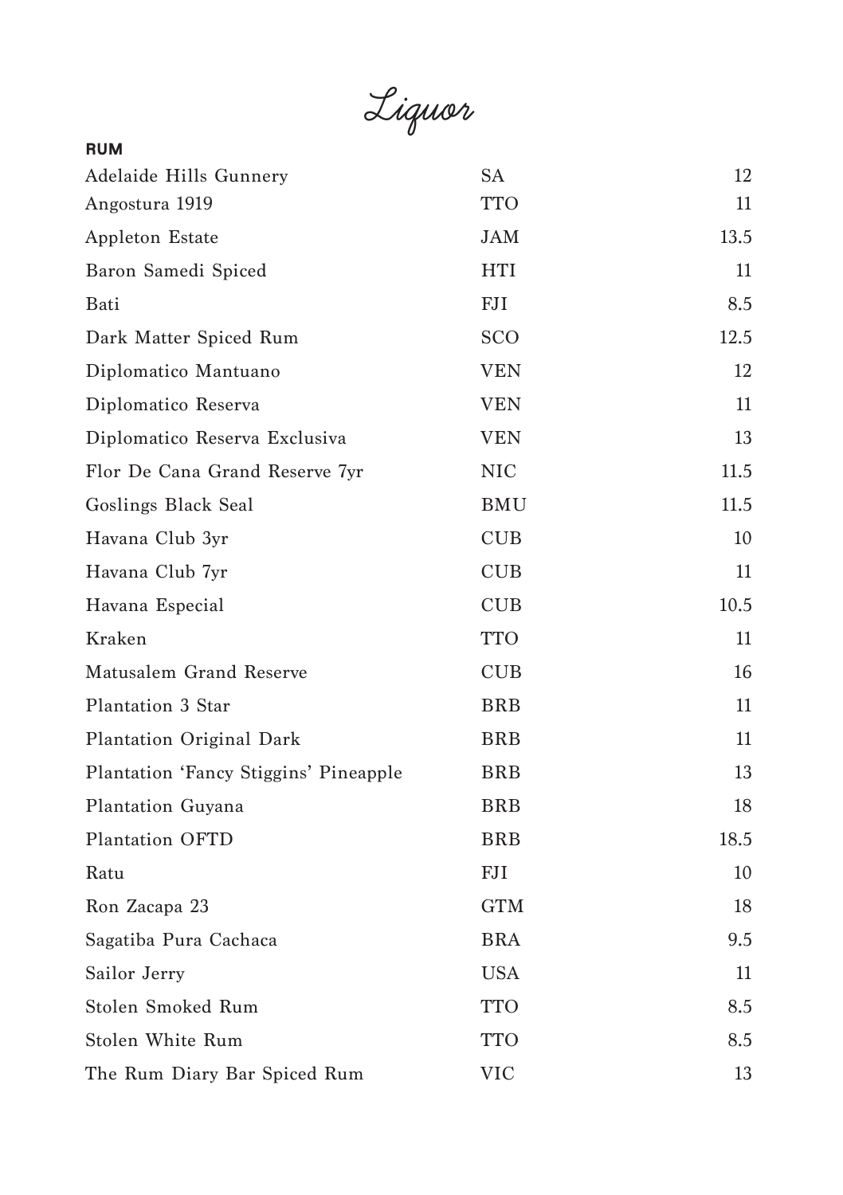# Liquor

## RUM

| | | |
|---|---|---|
| Adelaide Hills Gunnery | SA | 12 |
| Angostura 1919 | TTO | 11 |
| Appleton Estate | JAM | 13.5 |
| Baron Samedi Spiced | HTI | 11 |
| Bati | FJI | 8.5 |
| Dark Matter Spiced Rum | SCO | 12.5 |
| Diplomatico Mantuano | VEN | 12 |
| Diplomatico Reserva | VEN | 11 |
| Diplomatico Reserva Exclusiva | VEN | 13 |
| Flor De Cana Grand Reserve 7yr | NIC | 11.5 |
| Goslings Black Seal | BMU | 11.5 |
| Havana Club 3yr | CUB | 10 |
| Havana Club 7yr | CUB | 11 |
| Havana Especial | CUB | 10.5 |
| Kraken | TTO | 11 |
| Matusalem Grand Reserve | CUB | 16 |
| Plantation 3 Star | BRB | 11 |
| Plantation Original Dark | BRB | 11 |
| Plantation 'Fancy Stiggins' Pineapple | BRB | 13 |
| Plantation Guyana | BRB | 18 |
| Plantation OFTD | BRB | 18.5 |
| Ratu | FJI | 10 |
| Ron Zacapa 23 | GTM | 18 |
| Sagatiba Pura Cachaca | BRA | 9.5 |
| Sailor Jerry | USA | 11 |
| Stolen Smoked Rum | TTO | 8.5 |
| Stolen White Rum | TTO | 8.5 |
| The Rum Diary Bar Spiced Rum | VIC | 13 |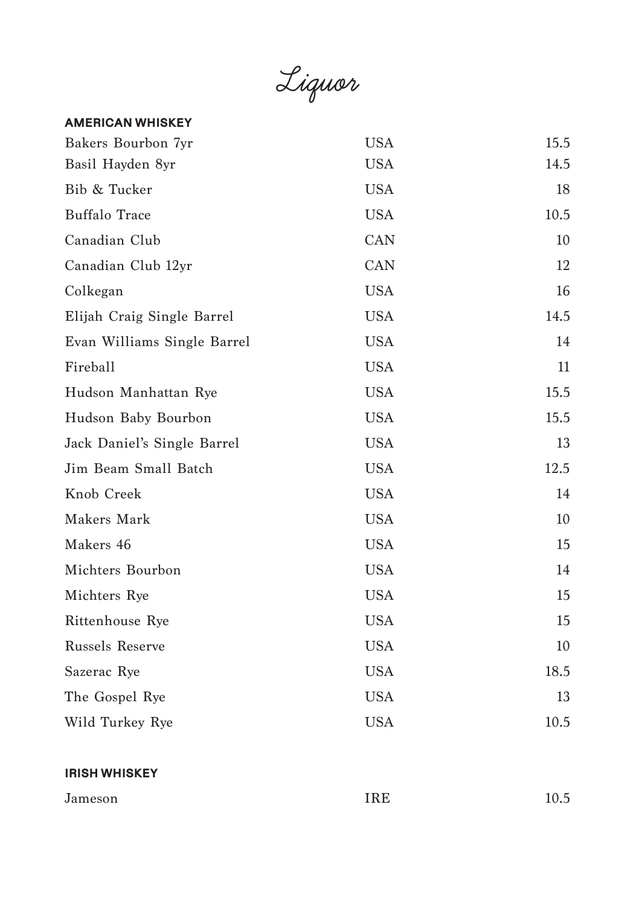# Liquor

## AMERICAN WHISKEY

| | | |
|---|---|---|
| Bakers Bourbon 7yr | USA | 15.5 |
| Basil Hayden 8yr | USA | 14.5 |
| Bib & Tucker | USA | 18 |
| Buffalo Trace | USA | 10.5 |
| Canadian Club | CAN | 10 |
| Canadian Club 12yr | CAN | 12 |
| Colkegan | USA | 16 |
| Elijah Craig Single Barrel | USA | 14.5 |
| Evan Williams Single Barrel | USA | 14 |
| Fireball | USA | 11 |
| Hudson Manhattan Rye | USA | 15.5 |
| Hudson Baby Bourbon | USA | 15.5 |
| Jack Daniel's Single Barrel | USA | 13 |
| Jim Beam Small Batch | USA | 12.5 |
| Knob Creek | USA | 14 |
| Makers Mark | USA | 10 |
| Makers 46 | USA | 15 |
| Michters Bourbon | USA | 14 |
| Michters Rye | USA | 15 |
| Rittenhouse Rye | USA | 15 |
| Russels Reserve | USA | 10 |
| Sazerac Rye | USA | 18.5 |
| The Gospel Rye | USA | 13 |
| Wild Turkey Rye | USA | 10.5 |

## IRISH WHISKEY

| | | |
|---|---|---|
| Jameson | IRE | 10.5 |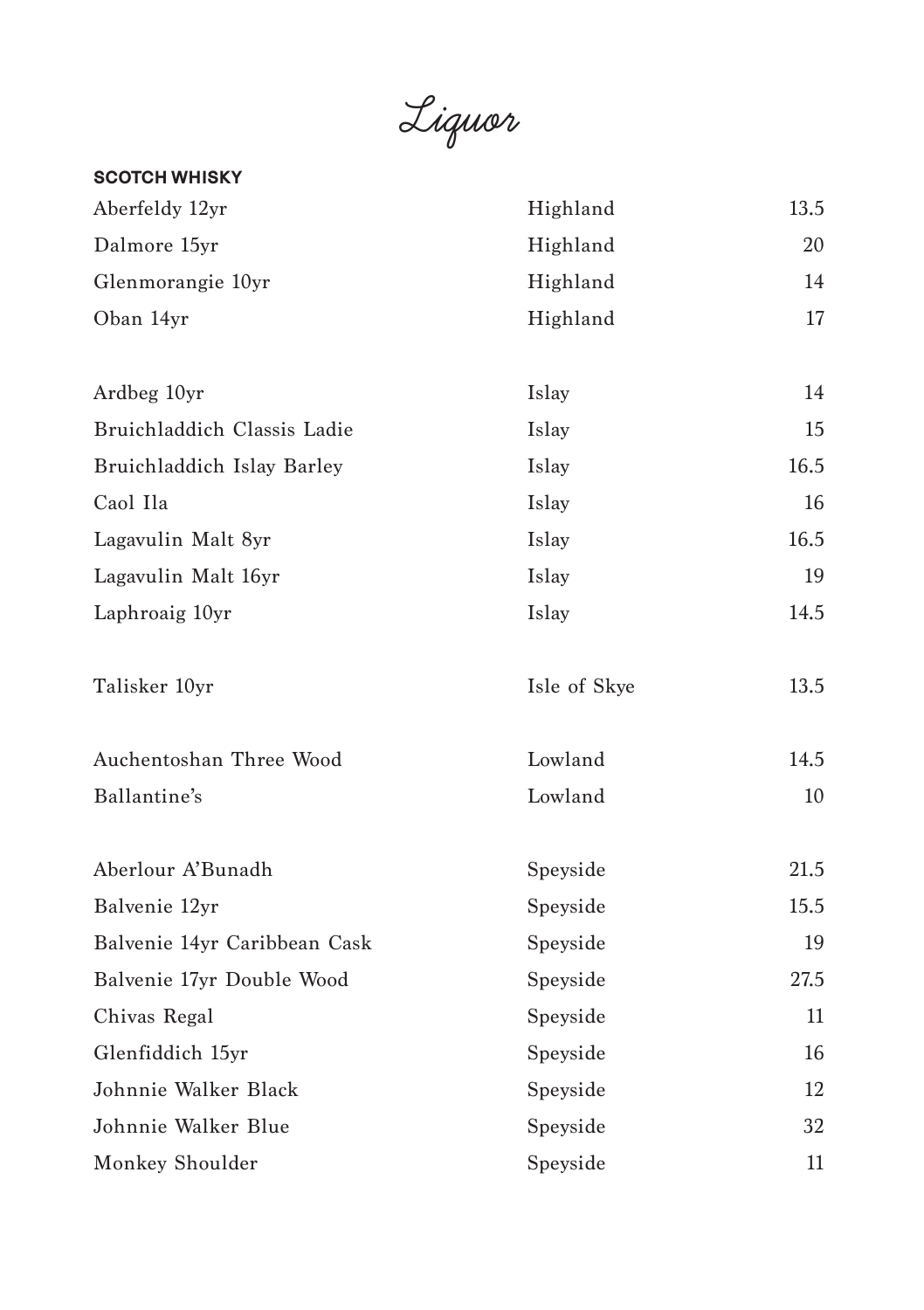# Liquor

**SCOTCH WHISKY**

| | | |
|---|---|---|
| Aberfeldy 12yr | Highland | 13.5 |
| Dalmore 15yr | Highland | 20 |
| Glenmorangie 10yr | Highland | 14 |
| Oban 14yr | Highland | 17 |
| Ardbeg 10yr | Islay | 14 |
| Bruichladdich Classis Ladie | Islay | 15 |
| Bruichladdich Islay Barley | Islay | 16.5 |
| Caol Ila | Islay | 16 |
| Lagavulin Malt 8yr | Islay | 16.5 |
| Lagavulin Malt 16yr | Islay | 19 |
| Laphroaig 10yr | Islay | 14.5 |
| Talisker 10yr | Isle of Skye | 13.5 |
| Auchentoshan Three Wood | Lowland | 14.5 |
| Ballantine's | Lowland | 10 |
| Aberlour A'Bunadh | Speyside | 21.5 |
| Balvenie 12yr | Speyside | 15.5 |
| Balvenie 14yr Caribbean Cask | Speyside | 19 |
| Balvenie 17yr Double Wood | Speyside | 27.5 |
| Chivas Regal | Speyside | 11 |
| Glenfiddich 15yr | Speyside | 16 |
| Johnnie Walker Black | Speyside | 12 |
| Johnnie Walker Blue | Speyside | 32 |
| Monkey Shoulder | Speyside | 11 |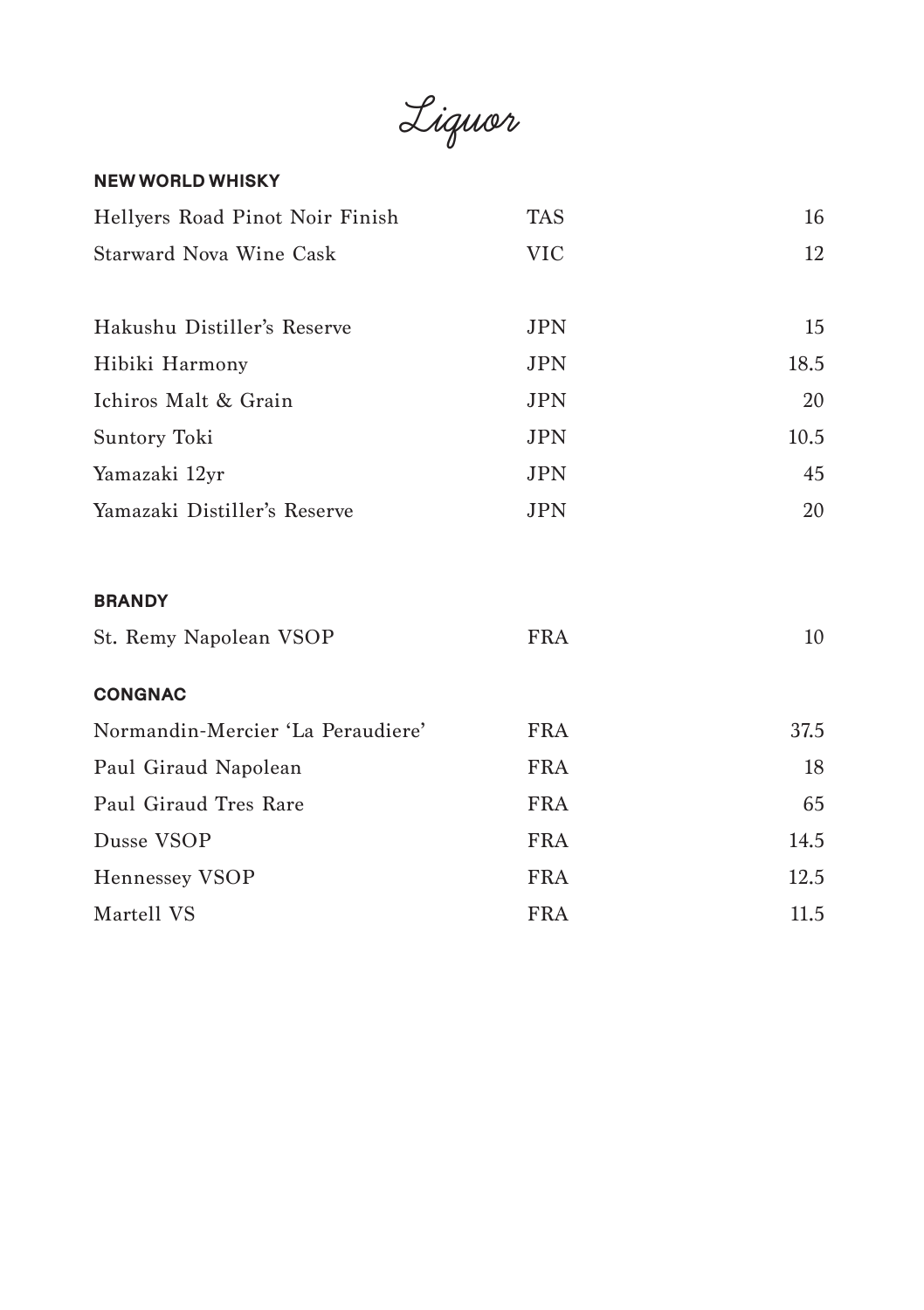# Liquor

## NEW WORLD WHISKY

| | | |
|---|---|---|
| Hellyers Road Pinot Noir Finish | TAS | 16 |
| Starward Nova Wine Cask | VIC | 12 |
| | | |
| Hakushu Distiller's Reserve | JPN | 15 |
| Hibiki Harmony | JPN | 18.5 |
| Ichiros Malt & Grain | JPN | 20 |
| Suntory Toki | JPN | 10.5 |
| Yamazaki 12yr | JPN | 45 |
| Yamazaki Distiller's Reserve | JPN | 20 |

## BRANDY

| | | |
|---|---|---|
| St. Remy Napolean VSOP | FRA | 10 |

## CONGNAC

| | | |
|---|---|---|
| Normandin-Mercier 'La Peraudiere' | FRA | 37.5 |
| Paul Giraud Napolean | FRA | 18 |
| Paul Giraud Tres Rare | FRA | 65 |
| Dusse VSOP | FRA | 14.5 |
| Hennessey VSOP | FRA | 12.5 |
| Martell VS | FRA | 11.5 |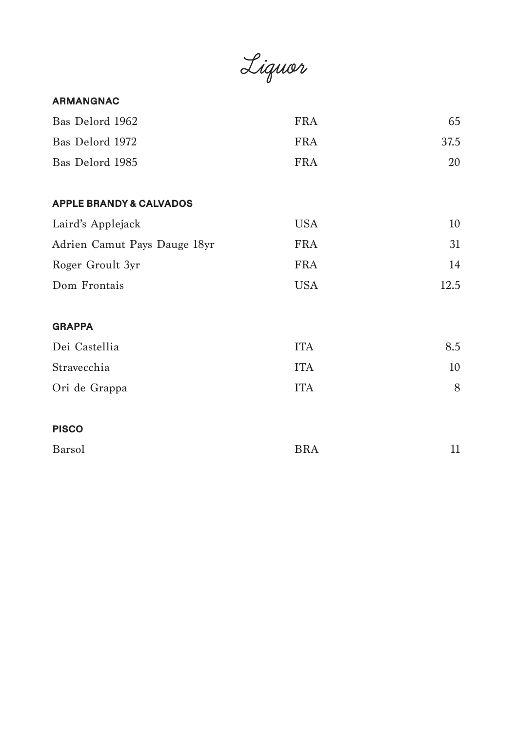# Liquor

## ARMANGNAC

| | | |
|---|---|---|
| Bas Delord 1962 | FRA | 65 |
| Bas Delord 1972 | FRA | 37.5 |
| Bas Delord 1985 | FRA | 20 |

## APPLE BRANDY & CALVADOS

| | | |
|---|---|---|
| Laird's Applejack | USA | 10 |
| Adrien Camut Pays Dauge 18yr | FRA | 31 |
| Roger Groult 3yr | FRA | 14 |
| Dom Frontais | USA | 12.5 |

## GRAPPA

| | | |
|---|---|---|
| Dei Castellia | ITA | 8.5 |
| Stravecchia | ITA | 10 |
| Ori de Grappa | ITA | 8 |

## PISCO

| | | |
|---|---|---|
| Barsol | BRA | 11 |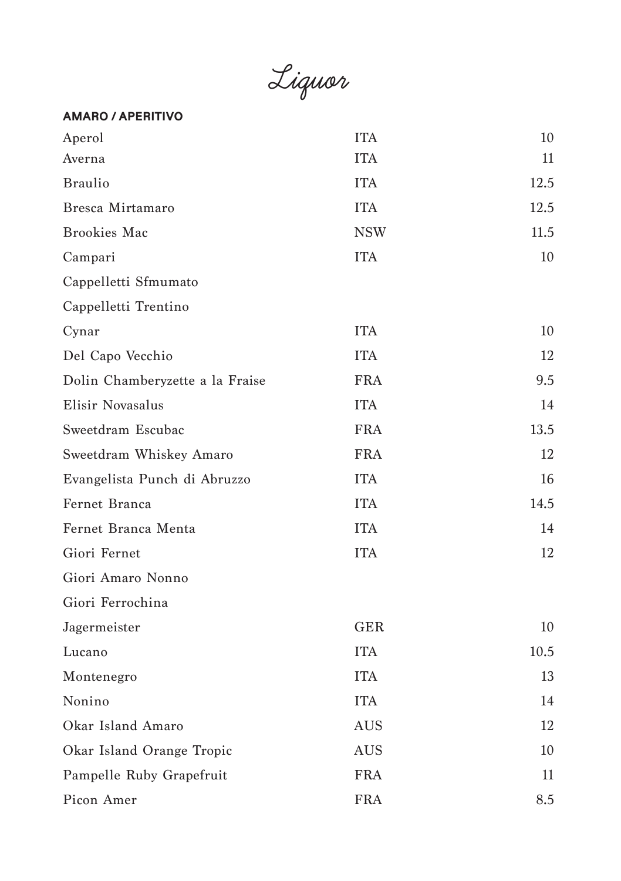# Liquor

**AMARO / APERITIVO**

| | | |
|---|---|---|
| Aperol | ITA | 10 |
| Averna | ITA | 11 |
| Braulio | ITA | 12.5 |
| Bresca Mirtamaro | ITA | 12.5 |
| Brookies Mac | NSW | 11.5 |
| Campari | ITA | 10 |
| Cappelletti Sfmumato | | |
| Cappelletti Trentino | | |
| Cynar | ITA | 10 |
| Del Capo Vecchio | ITA | 12 |
| Dolin Chamberyzette a la Fraise | FRA | 9.5 |
| Elisir Novasalus | ITA | 14 |
| Sweetdram Escubac | FRA | 13.5 |
| Sweetdram Whiskey Amaro | FRA | 12 |
| Evangelista Punch di Abruzzo | ITA | 16 |
| Fernet Branca | ITA | 14.5 |
| Fernet Branca Menta | ITA | 14 |
| Giori Fernet | ITA | 12 |
| Giori Amaro Nonno | | |
| Giori Ferrochina | | |
| Jagermeister | GER | 10 |
| Lucano | ITA | 10.5 |
| Montenegro | ITA | 13 |
| Nonino | ITA | 14 |
| Okar Island Amaro | AUS | 12 |
| Okar Island Orange Tropic | AUS | 10 |
| Pampelle Ruby Grapefruit | FRA | 11 |
| Picon Amer | FRA | 8.5 |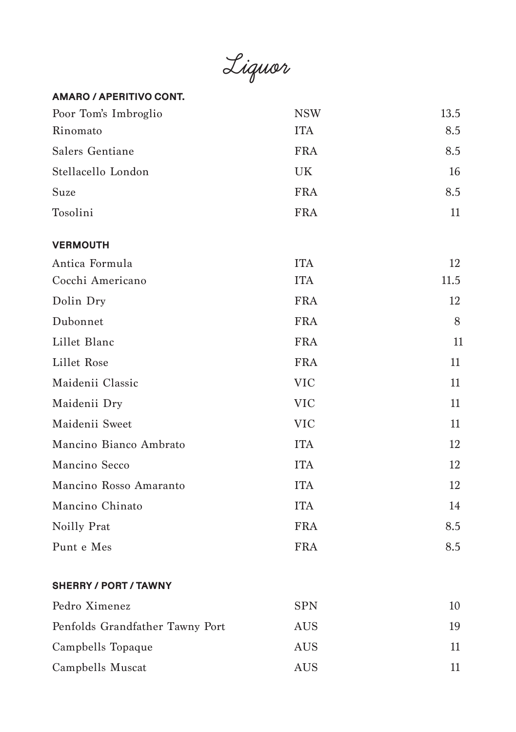# Liquor

## AMARO / APERITIVO CONT.

| | | |
|---|---|---|
| Poor Tom's Imbroglio | NSW | 13.5 |
| Rinomato | ITA | 8.5 |
| Salers Gentiane | FRA | 8.5 |
| Stellacello London | UK | 16 |
| Suze | FRA | 8.5 |
| Tosolini | FRA | 11 |

## VERMOUTH

| | | |
|---|---|---|
| Antica Formula | ITA | 12 |
| Cocchi Americano | ITA | 11.5 |
| Dolin Dry | FRA | 12 |
| Dubonnet | FRA | 8 |
| Lillet Blanc | FRA | 11 |
| Lillet Rose | FRA | 11 |
| Maidenii Classic | VIC | 11 |
| Maidenii Dry | VIC | 11 |
| Maidenii Sweet | VIC | 11 |
| Mancino Bianco Ambrato | ITA | 12 |
| Mancino Secco | ITA | 12 |
| Mancino Rosso Amaranto | ITA | 12 |
| Mancino Chinato | ITA | 14 |
| Noilly Prat | FRA | 8.5 |
| Punt e Mes | FRA | 8.5 |

## SHERRY / PORT / TAWNY

| | | |
|---|---|---|
| Pedro Ximenez | SPN | 10 |
| Penfolds Grandfather Tawny Port | AUS | 19 |
| Campbells Topaque | AUS | 11 |
| Campbells Muscat | AUS | 11 |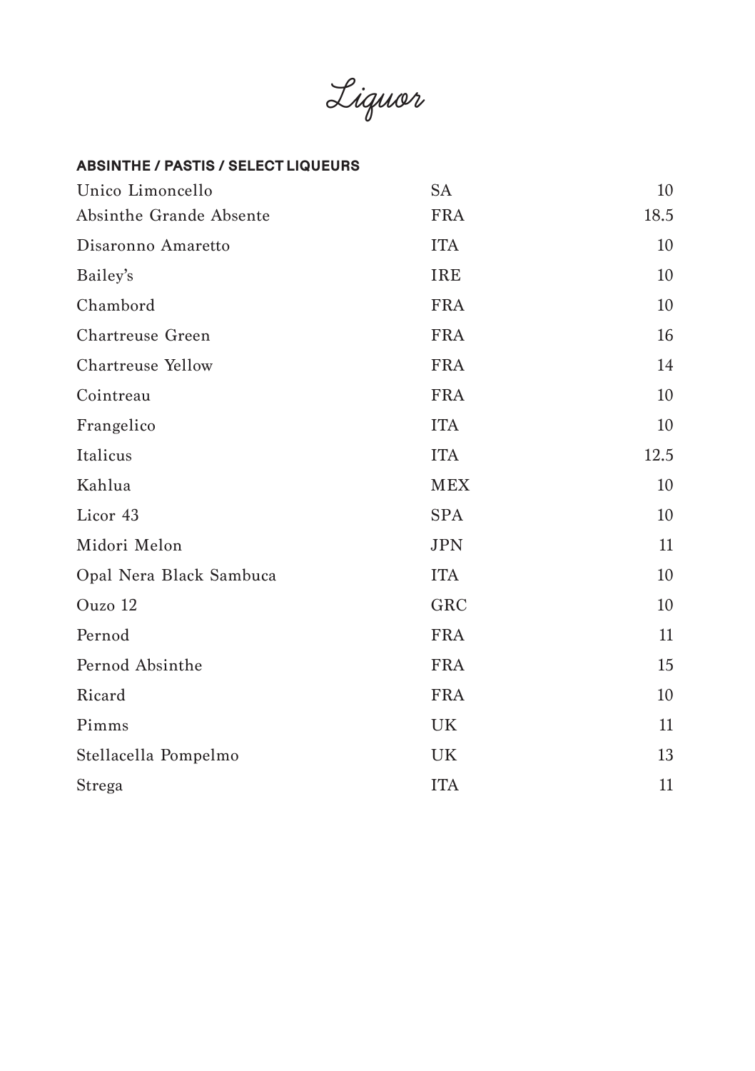# Liquor

**ABSINTHE / PASTIS / SELECT LIQUEURS**

| | | |
|---|---|---|
| Unico Limoncello | SA | 10 |
| Absinthe Grande Absente | FRA | 18.5 |
| Disaronno Amaretto | ITA | 10 |
| Bailey's | IRE | 10 |
| Chambord | FRA | 10 |
| Chartreuse Green | FRA | 16 |
| Chartreuse Yellow | FRA | 14 |
| Cointreau | FRA | 10 |
| Frangelico | ITA | 10 |
| Italicus | ITA | 12.5 |
| Kahlua | MEX | 10 |
| Licor 43 | SPA | 10 |
| Midori Melon | JPN | 11 |
| Opal Nera Black Sambuca | ITA | 10 |
| Ouzo 12 | GRC | 10 |
| Pernod | FRA | 11 |
| Pernod Absinthe | FRA | 15 |
| Ricard | FRA | 10 |
| Pimms | UK | 11 |
| Stellacella Pompelmo | UK | 13 |
| Strega | ITA | 11 |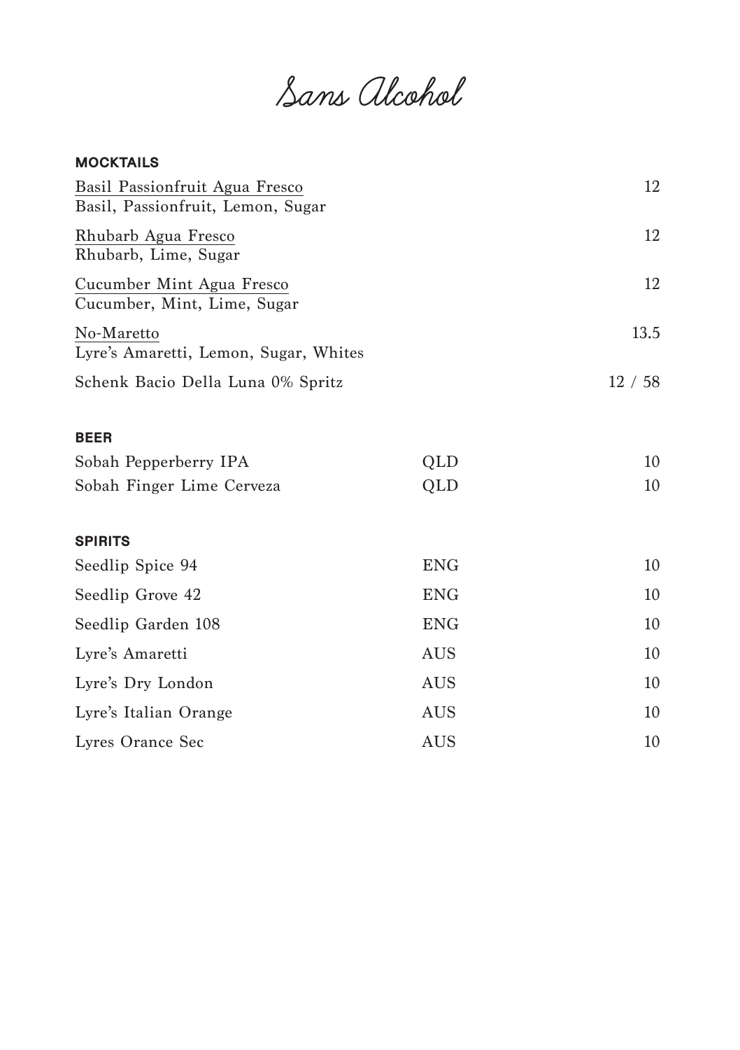# Sans Alcohol

## MOCKTAILS

| | |
|---|---|
| Basil Passionfruit Agua Fresco<br>Basil, Passionfruit, Lemon, Sugar | 12 |
| Rhubarb Agua Fresco<br>Rhubarb, Lime, Sugar | 12 |
| Cucumber Mint Agua Fresco<br>Cucumber, Mint, Lime, Sugar | 12 |
| No-Maretto<br>Lyre's Amaretti, Lemon, Sugar, Whites | 13.5 |
| Schenk Bacio Della Luna 0% Spritz | 12 / 58 |

## BEER

| | | |
|---|---|---|
| Sobah Pepperberry IPA | QLD | 10 |
| Sobah Finger Lime Cerveza | QLD | 10 |

## SPIRITS

| | | |
|---|---|---|
| Seedlip Spice 94 | ENG | 10 |
| Seedlip Grove 42 | ENG | 10 |
| Seedlip Garden 108 | ENG | 10 |
| Lyre's Amaretti | AUS | 10 |
| Lyre's Dry London | AUS | 10 |
| Lyre's Italian Orange | AUS | 10 |
| Lyres Orance Sec | AUS | 10 |